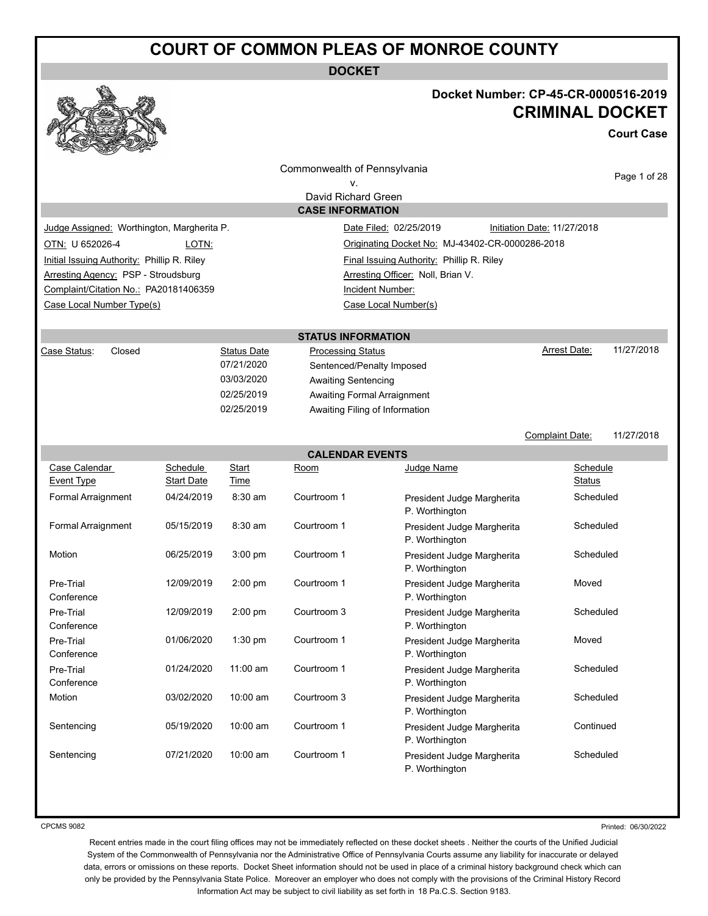# COURT OF COMMON PLEAS OF MONROE COUNTY

**DOCKET**

**Docket Number: CP-45-CR-0000516-2019**

## CRIMINAL DOCKET

**Court Case**

Commonwealth of Pennsylvania
v.
David Richard Green

### CASE INFORMATION

| | |
|---|---|
| Judge Assigned: Worthington, Margherita P. | Date Filed: 02/25/2019 Initiation Date: 11/27/2018 |
| OTN: U 652026-4 LOTN: | Originating Docket No: MJ-43402-CR-0000286-2018 |
| Initial Issuing Authority: Phillip R. Riley | Final Issuing Authority: Phillip R. Riley |
| Arresting Agency: PSP - Stroudsburg | Arresting Officer: Noll, Brian V. |
| Complaint/Citation No.: PA20181406359 | Incident Number: |
| Case Local Number Type(s) | Case Local Number(s) |

### STATUS INFORMATION

Case Status: Closed

| Status Date | Processing Status |
|---|---|
| 07/21/2020 | Sentenced/Penalty Imposed |
| 03/03/2020 | Awaiting Sentencing |
| 02/25/2019 | Awaiting Formal Arraignment |
| 02/25/2019 | Awaiting Filing of Information |

Arrest Date: 11/27/2018

Complaint Date: 11/27/2018

### CALENDAR EVENTS

| Case Calendar Event Type | Schedule Start Date | Start Time | Room | Judge Name | Schedule Status |
|---|---|---|---|---|---|
| Formal Arraignment | 04/24/2019 | 8:30 am | Courtroom 1 | President Judge Margherita P. Worthington | Scheduled |
| Formal Arraignment | 05/15/2019 | 8:30 am | Courtroom 1 | President Judge Margherita P. Worthington | Scheduled |
| Motion | 06/25/2019 | 3:00 pm | Courtroom 1 | President Judge Margherita P. Worthington | Scheduled |
| Pre-Trial Conference | 12/09/2019 | 2:00 pm | Courtroom 1 | President Judge Margherita P. Worthington | Moved |
| Pre-Trial Conference | 12/09/2019 | 2:00 pm | Courtroom 3 | President Judge Margherita P. Worthington | Scheduled |
| Pre-Trial Conference | 01/06/2020 | 1:30 pm | Courtroom 1 | President Judge Margherita P. Worthington | Moved |
| Pre-Trial Conference | 01/24/2020 | 11:00 am | Courtroom 1 | President Judge Margherita P. Worthington | Scheduled |
| Motion | 03/02/2020 | 10:00 am | Courtroom 3 | President Judge Margherita P. Worthington | Scheduled |
| Sentencing | 05/19/2020 | 10:00 am | Courtroom 1 | President Judge Margherita P. Worthington | Continued |
| Sentencing | 07/21/2020 | 10:00 am | Courtroom 1 | President Judge Margherita P. Worthington | Scheduled |

CPCMS 9082

Printed: 06/30/2022

Recent entries made in the court filing offices may not be immediately reflected on these docket sheets . Neither the courts of the Unified Judicial System of the Commonwealth of Pennsylvania nor the Administrative Office of Pennsylvania Courts assume any liability for inaccurate or delayed data, errors or omissions on these reports. Docket Sheet information should not be used in place of a criminal history background check which can only be provided by the Pennsylvania State Police. Moreover an employer who does not comply with the provisions of the Criminal History Record Information Act may be subject to civil liability as set forth in 18 Pa.C.S. Section 9183.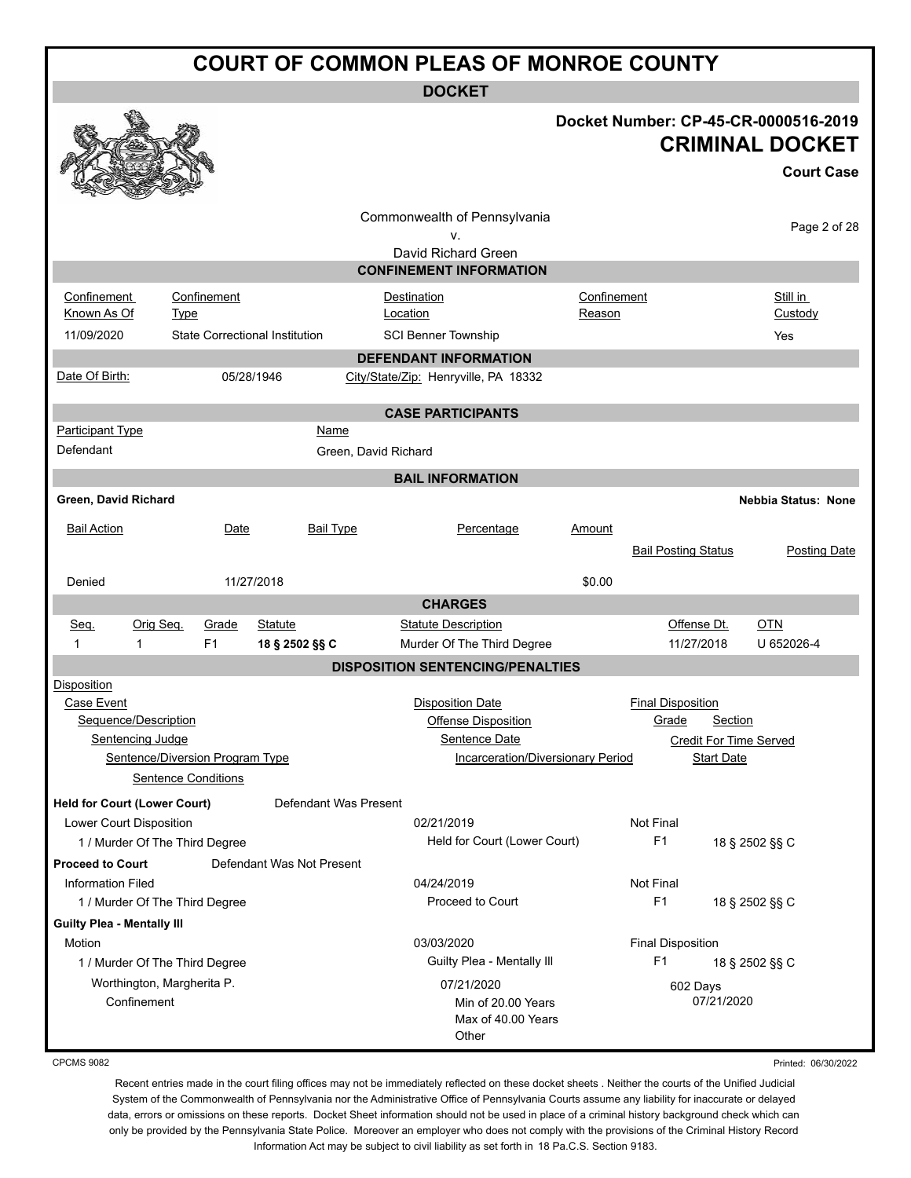# COURT OF COMMON PLEAS OF MONROE COUNTY

**DOCKET**

**Docket Number: CP-45-CR-0000516-2019**

## CRIMINAL DOCKET

**Court Case**

Commonwealth of Pennsylvania
v.
David Richard Green

### CONFINEMENT INFORMATION

| Confinement Known As Of | Confinement Type | Destination Location | Confinement Reason | Still in Custody |
|---|---|---|---|---|
| 11/09/2020 | State Correctional Institution | SCI Benner Township | | Yes |

### DEFENDANT INFORMATION

Date Of Birth: 05/28/1946 City/State/Zip: Henryville, PA 18332

### CASE PARTICIPANTS

| Participant Type | Name |
|---|---|
| Defendant | Green, David Richard |

### BAIL INFORMATION

**Green, David Richard** **Nebbia Status: None**

| Bail Action | Date | Bail Type | Percentage | Amount | Bail Posting Status | Posting Date |
|---|---|---|---|---|---|---|
| Denied | 11/27/2018 | | | $0.00 | | |

### CHARGES

| Seq. | Orig Seq. | Grade | Statute | Statute Description | Offense Dt. | OTN |
|---|---|---|---|---|---|---|
| 1 | 1 | F1 | **18 § 2502 §§ C** | Murder Of The Third Degree | 11/27/2018 | U 652026-4 |

### DISPOSITION SENTENCING/PENALTIES

Disposition
- Case Event
  - Sequence/Description
    - Sentencing Judge
      - Sentence/Diversion Program Type
        - Sentence Conditions

Disposition Date / Offense Disposition / Sentence Date / Incarceration/Diversionary Period

Final Disposition / Grade / Section / Credit For Time Served / Start Date

**Held for Court (Lower Court)** Defendant Was Present

| | | | | |
|---|---|---|---|---|
| Lower Court Disposition | 02/21/2019 | Not Final | | |
| 1 / Murder Of The Third Degree | Held for Court (Lower Court) | F1 | 18 § 2502 §§ C | |

**Proceed to Court** Defendant Was Not Present

| | | | | |
|---|---|---|---|---|
| Information Filed | 04/24/2019 | Not Final | | |
| 1 / Murder Of The Third Degree | Proceed to Court | F1 | 18 § 2502 §§ C | |

**Guilty Plea - Mentally Ill**

| | | | | |
|---|---|---|---|---|
| Motion | 03/03/2020 | Final Disposition | | |
| 1 / Murder Of The Third Degree | Guilty Plea - Mentally Ill | F1 | 18 § 2502 §§ C | |
| Worthington, Margherita P. | 07/21/2020 | | 602 Days | |
| Confinement | Min of 20.00 Years<br>Max of 40.00 Years<br>Other | | | 07/21/2020 |

CPCMS 9082 Printed: 06/30/2022

Recent entries made in the court filing offices may not be immediately reflected on these docket sheets . Neither the courts of the Unified Judicial System of the Commonwealth of Pennsylvania nor the Administrative Office of Pennsylvania Courts assume any liability for inaccurate or delayed data, errors or omissions on these reports. Docket Sheet information should not be used in place of a criminal history background check which can only be provided by the Pennsylvania State Police. Moreover an employer who does not comply with the provisions of the Criminal History Record Information Act may be subject to civil liability as set forth in 18 Pa.C.S. Section 9183.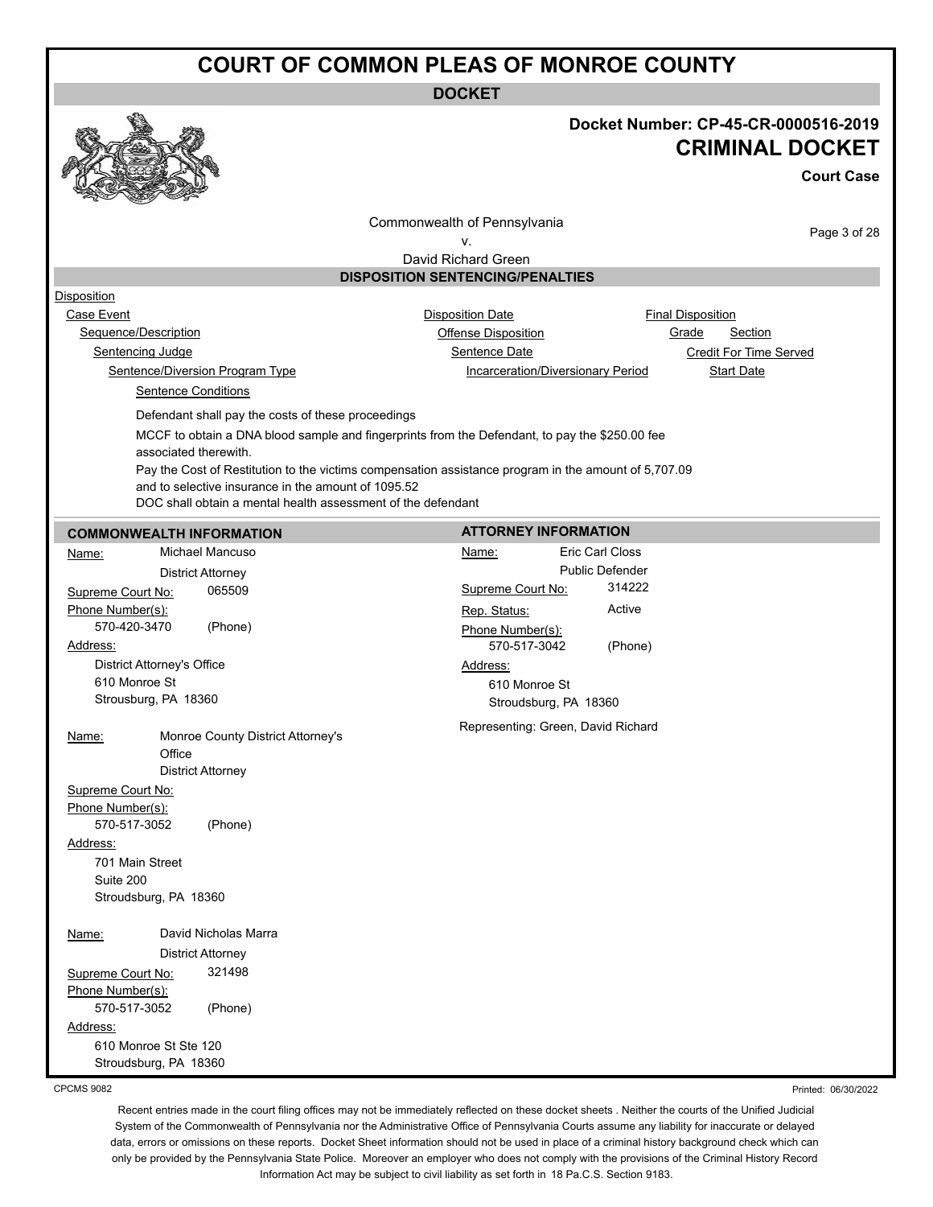# COURT OF COMMON PLEAS OF MONROE COUNTY

## DOCKET

**Docket Number: CP-45-CR-0000516-2019**

**CRIMINAL DOCKET**

**Court Case**

Commonwealth of Pennsylvania
v.
David Richard Green

### DISPOSITION SENTENCING/PENALTIES

Disposition
- Case Event — Disposition Date — Final Disposition
  - Sequence/Description — Offense Disposition — Grade — Section
    - Sentencing Judge — Sentence Date — Credit For Time Served
      - Sentence/Diversion Program Type — Incarceration/Diversionary Period — Start Date
        - Sentence Conditions

Defendant shall pay the costs of these proceedings

MCCF to obtain a DNA blood sample and fingerprints from the Defendant, to pay the $250.00 fee associated therewith.

Pay the Cost of Restitution to the victims compensation assistance program in the amount of 5,707.09 and to selective insurance in the amount of 1095.52

DOC shall obtain a mental health assessment of the defendant

### COMMONWEALTH INFORMATION

**Name:** Michael Mancuso
District Attorney
**Supreme Court No:** 065509
**Phone Number(s):**
570-420-3470 (Phone)
**Address:**
District Attorney's Office
610 Monroe St
Strousburg, PA 18360

**Name:** Monroe County District Attorney's Office
District Attorney
**Supreme Court No:**
**Phone Number(s):**
570-517-3052 (Phone)
**Address:**
701 Main Street
Suite 200
Stroudsburg, PA 18360

**Name:** David Nicholas Marra
District Attorney
**Supreme Court No:** 321498
**Phone Number(s):**
570-517-3052 (Phone)
**Address:**
610 Monroe St Ste 120
Stroudsburg, PA 18360

### ATTORNEY INFORMATION

**Name:** Eric Carl Closs
Public Defender
**Supreme Court No:** 314222
**Rep. Status:** Active
**Phone Number(s):**
570-517-3042 (Phone)
**Address:**
610 Monroe St
Stroudsburg, PA 18360

Representing: Green, David Richard

CPCMS 9082

Printed: 06/30/2022

Recent entries made in the court filing offices may not be immediately reflected on these docket sheets . Neither the courts of the Unified Judicial System of the Commonwealth of Pennsylvania nor the Administrative Office of Pennsylvania Courts assume any liability for inaccurate or delayed data, errors or omissions on these reports. Docket Sheet information should not be used in place of a criminal history background check which can only be provided by the Pennsylvania State Police. Moreover an employer who does not comply with the provisions of the Criminal History Record Information Act may be subject to civil liability as set forth in 18 Pa.C.S. Section 9183.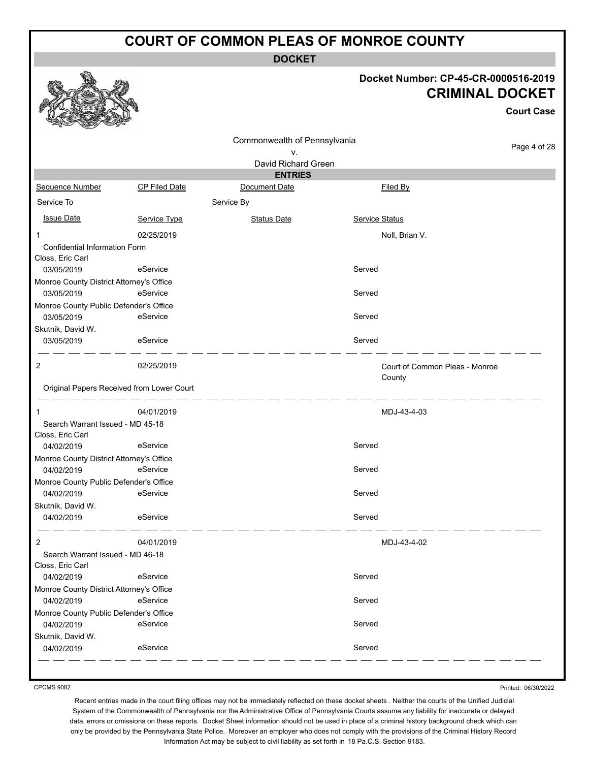# COURT OF COMMON PLEAS OF MONROE COUNTY

## DOCKET

**Docket Number: CP-45-CR-0000516-2019**

## CRIMINAL DOCKET

**Court Case**

Commonwealth of Pennsylvania
v.
David Richard Green

### ENTRIES

| Sequence Number | CP Filed Date | Document Date | Filed By |
|---|---|---|---|
| Service To | | Service By | |
| Issue Date | Service Type | Status Date | Service Status |
| 1 | 02/25/2019 | | Noll, Brian V. |
| Confidential Information Form | | | |
| Closs, Eric Carl | | | |
| 03/05/2019 | eService | | Served |
| Monroe County District Attorney's Office | | | |
| 03/05/2019 | eService | | Served |
| Monroe County Public Defender's Office | | | |
| 03/05/2019 | eService | | Served |
| Skutnik, David W. | | | |
| 03/05/2019 | eService | | Served |
| 2 | 02/25/2019 | | Court of Common Pleas - Monroe County |
| Original Papers Received from Lower Court | | | |
| 1 | 04/01/2019 | | MDJ-43-4-03 |
| Search Warrant Issued - MD 45-18 | | | |
| Closs, Eric Carl | | | |
| 04/02/2019 | eService | | Served |
| Monroe County District Attorney's Office | | | |
| 04/02/2019 | eService | | Served |
| Monroe County Public Defender's Office | | | |
| 04/02/2019 | eService | | Served |
| Skutnik, David W. | | | |
| 04/02/2019 | eService | | Served |
| 2 | 04/01/2019 | | MDJ-43-4-02 |
| Search Warrant Issued - MD 46-18 | | | |
| Closs, Eric Carl | | | |
| 04/02/2019 | eService | | Served |
| Monroe County District Attorney's Office | | | |
| 04/02/2019 | eService | | Served |
| Monroe County Public Defender's Office | | | |
| 04/02/2019 | eService | | Served |
| Skutnik, David W. | | | |
| 04/02/2019 | eService | | Served |

CPCMS 9082

Printed: 06/30/2022

Recent entries made in the court filing offices may not be immediately reflected on these docket sheets . Neither the courts of the Unified Judicial System of the Commonwealth of Pennsylvania nor the Administrative Office of Pennsylvania Courts assume any liability for inaccurate or delayed data, errors or omissions on these reports. Docket Sheet information should not be used in place of a criminal history background check which can only be provided by the Pennsylvania State Police. Moreover an employer who does not comply with the provisions of the Criminal History Record Information Act may be subject to civil liability as set forth in 18 Pa.C.S. Section 9183.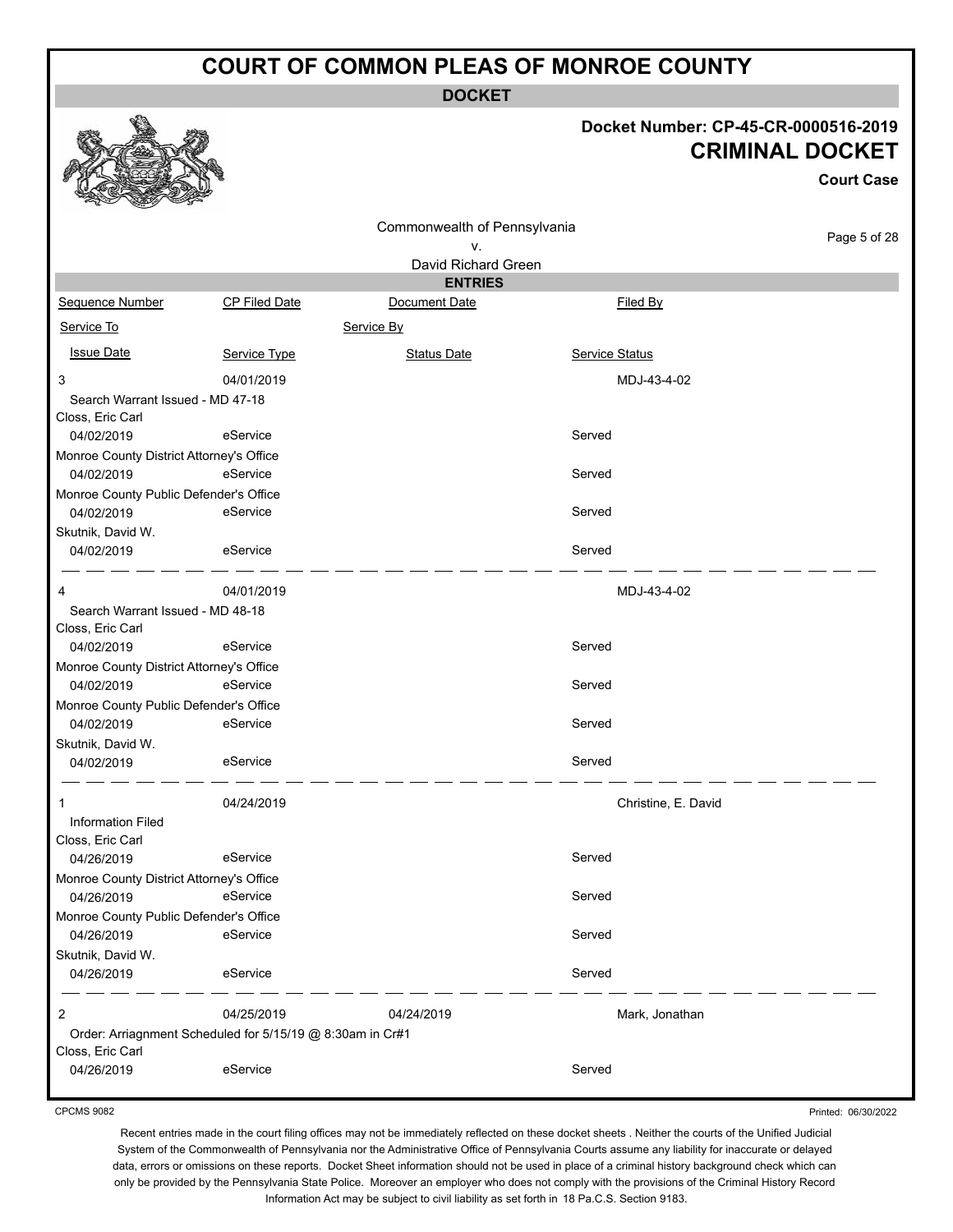# COURT OF COMMON PLEAS OF MONROE COUNTY

**DOCKET**

**Docket Number: CP-45-CR-0000516-2019**

**CRIMINAL DOCKET**

**Court Case**

Commonwealth of Pennsylvania
v.
David Richard Green

## ENTRIES

| Sequence Number | CP Filed Date | Document Date | Filed By |
|---|---|---|---|
| Service To | | Service By | |
| Issue Date | Service Type | Status Date | Service Status |
| 3 | 04/01/2019 | | MDJ-43-4-02 |
| Search Warrant Issued - MD 47-18 | | | |
| Closs, Eric Carl | | | |
| 04/02/2019 | eService | | Served |
| Monroe County District Attorney's Office | | | |
| 04/02/2019 | eService | | Served |
| Monroe County Public Defender's Office | | | |
| 04/02/2019 | eService | | Served |
| Skutnik, David W. | | | |
| 04/02/2019 | eService | | Served |
| 4 | 04/01/2019 | | MDJ-43-4-02 |
| Search Warrant Issued - MD 48-18 | | | |
| Closs, Eric Carl | | | |
| 04/02/2019 | eService | | Served |
| Monroe County District Attorney's Office | | | |
| 04/02/2019 | eService | | Served |
| Monroe County Public Defender's Office | | | |
| 04/02/2019 | eService | | Served |
| Skutnik, David W. | | | |
| 04/02/2019 | eService | | Served |
| 1 | 04/24/2019 | | Christine, E. David |
| Information Filed | | | |
| Closs, Eric Carl | | | |
| 04/26/2019 | eService | | Served |
| Monroe County District Attorney's Office | | | |
| 04/26/2019 | eService | | Served |
| Monroe County Public Defender's Office | | | |
| 04/26/2019 | eService | | Served |
| Skutnik, David W. | | | |
| 04/26/2019 | eService | | Served |
| 2 | 04/25/2019 | 04/24/2019 | Mark, Jonathan |
| Order: Arriagnment Scheduled for 5/15/19 @ 8:30am in Cr#1 | | | |
| Closs, Eric Carl | | | |
| 04/26/2019 | eService | | Served |

CPCMS 9082

Printed: 06/30/2022

Recent entries made in the court filing offices may not be immediately reflected on these docket sheets . Neither the courts of the Unified Judicial System of the Commonwealth of Pennsylvania nor the Administrative Office of Pennsylvania Courts assume any liability for inaccurate or delayed data, errors or omissions on these reports. Docket Sheet information should not be used in place of a criminal history background check which can only be provided by the Pennsylvania State Police. Moreover an employer who does not comply with the provisions of the Criminal History Record Information Act may be subject to civil liability as set forth in 18 Pa.C.S. Section 9183.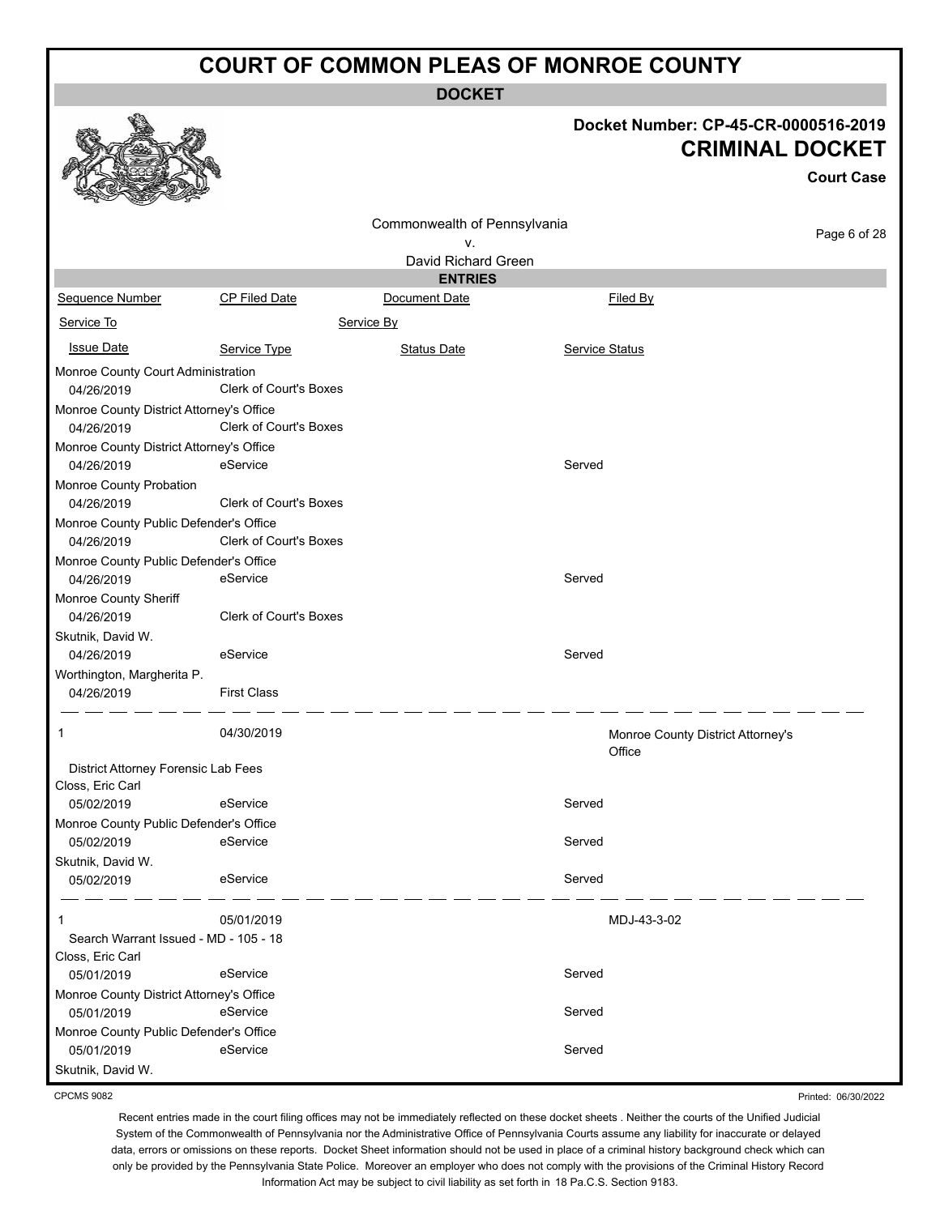# COURT OF COMMON PLEAS OF MONROE COUNTY

**DOCKET**

**Docket Number: CP-45-CR-0000516-2019**

**CRIMINAL DOCKET**

**Court Case**

Commonwealth of Pennsylvania
v.
David Richard Green

**ENTRIES**

| Sequence Number | CP Filed Date | Document Date | Filed By |
|---|---|---|---|
| Service To | | Service By | |
| Issue Date | Service Type | Status Date | Service Status |
| Monroe County Court Administration | | | |
| 04/26/2019 | Clerk of Court's Boxes | | |
| Monroe County District Attorney's Office | | | |
| 04/26/2019 | Clerk of Court's Boxes | | |
| Monroe County District Attorney's Office | | | |
| 04/26/2019 | eService | | Served |
| Monroe County Probation | | | |
| 04/26/2019 | Clerk of Court's Boxes | | |
| Monroe County Public Defender's Office | | | |
| 04/26/2019 | Clerk of Court's Boxes | | |
| Monroe County Public Defender's Office | | | |
| 04/26/2019 | eService | | Served |
| Monroe County Sheriff | | | |
| 04/26/2019 | Clerk of Court's Boxes | | |
| Skutnik, David W. | | | |
| 04/26/2019 | eService | | Served |
| Worthington, Margherita P. | | | |
| 04/26/2019 | First Class | | |

| Sequence Number | CP Filed Date | Document Date | Filed By |
|---|---|---|---|
| 1 | 04/30/2019 | | Monroe County District Attorney's Office |
| District Attorney Forensic Lab Fees | | | |
| Closs, Eric Carl | | | |
| 05/02/2019 | eService | | Served |
| Monroe County Public Defender's Office | | | |
| 05/02/2019 | eService | | Served |
| Skutnik, David W. | | | |
| 05/02/2019 | eService | | Served |

| Sequence Number | CP Filed Date | Document Date | Filed By |
|---|---|---|---|
| 1 | 05/01/2019 | | MDJ-43-3-02 |
| Search Warrant Issued - MD - 105 - 18 | | | |
| Closs, Eric Carl | | | |
| 05/01/2019 | eService | | Served |
| Monroe County District Attorney's Office | | | |
| 05/01/2019 | eService | | Served |
| Monroe County Public Defender's Office | | | |
| 05/01/2019 | eService | | Served |
| Skutnik, David W. | | | |

CPCMS 9082

Printed: 06/30/2022

Recent entries made in the court filing offices may not be immediately reflected on these docket sheets . Neither the courts of the Unified Judicial System of the Commonwealth of Pennsylvania nor the Administrative Office of Pennsylvania Courts assume any liability for inaccurate or delayed data, errors or omissions on these reports. Docket Sheet information should not be used in place of a criminal history background check which can only be provided by the Pennsylvania State Police. Moreover an employer who does not comply with the provisions of the Criminal History Record Information Act may be subject to civil liability as set forth in 18 Pa.C.S. Section 9183.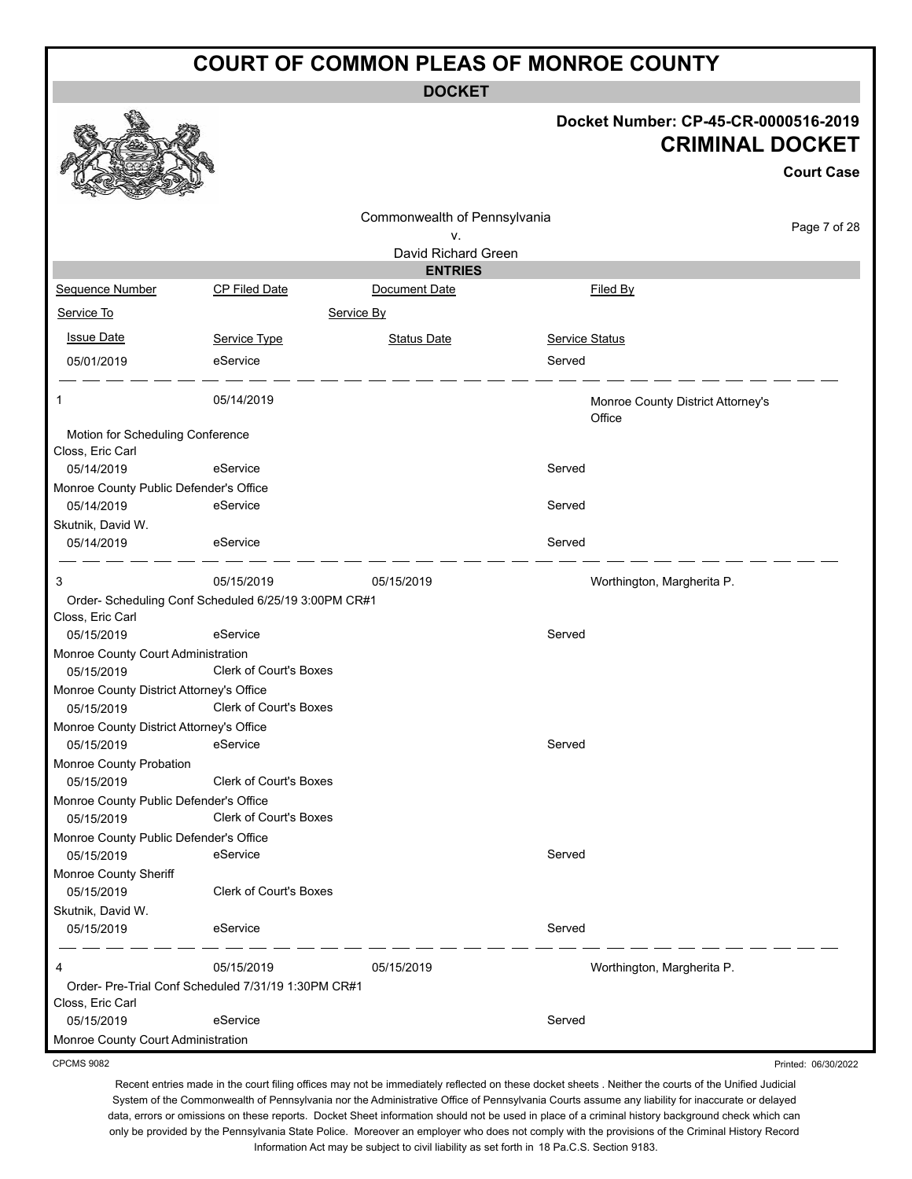# COURT OF COMMON PLEAS OF MONROE COUNTY

**DOCKET**

**Docket Number: CP-45-CR-0000516-2019**

**CRIMINAL DOCKET**

**Court Case**

Commonwealth of Pennsylvania
v.
David Richard Green

**ENTRIES**

| Sequence Number | CP Filed Date | Document Date | Filed By |
|---|---|---|---|
| Service To | | Service By | |
| Issue Date | Service Type | Status Date | Service Status |
| 05/01/2019 | eService | | Served |

| | | | |
|---|---|---|---|
| 1 | 05/14/2019 | | Monroe County District Attorney's Office |
| Motion for Scheduling Conference | | | |
| Closs, Eric Carl | | | |
| 05/14/2019 | eService | | Served |
| Monroe County Public Defender's Office | | | |
| 05/14/2019 | eService | | Served |
| Skutnik, David W. | | | |
| 05/14/2019 | eService | | Served |

| | | | |
|---|---|---|---|
| 3 | 05/15/2019 | 05/15/2019 | Worthington, Margherita P. |
| Order- Scheduling Conf Scheduled 6/25/19 3:00PM CR#1 | | | |
| Closs, Eric Carl | | | |
| 05/15/2019 | eService | | Served |
| Monroe County Court Administration | | | |
| 05/15/2019 | Clerk of Court's Boxes | | |
| Monroe County District Attorney's Office | | | |
| 05/15/2019 | Clerk of Court's Boxes | | |
| Monroe County District Attorney's Office | | | |
| 05/15/2019 | eService | | Served |
| Monroe County Probation | | | |
| 05/15/2019 | Clerk of Court's Boxes | | |
| Monroe County Public Defender's Office | | | |
| 05/15/2019 | Clerk of Court's Boxes | | |
| Monroe County Public Defender's Office | | | |
| 05/15/2019 | eService | | Served |
| Monroe County Sheriff | | | |
| 05/15/2019 | Clerk of Court's Boxes | | |
| Skutnik, David W. | | | |
| 05/15/2019 | eService | | Served |

| | | | |
|---|---|---|---|
| 4 | 05/15/2019 | 05/15/2019 | Worthington, Margherita P. |
| Order- Pre-Trial Conf Scheduled 7/31/19 1:30PM CR#1 | | | |
| Closs, Eric Carl | | | |
| 05/15/2019 | eService | | Served |
| Monroe County Court Administration | | | |

CPCMS 9082

Printed: 06/30/2022

Recent entries made in the court filing offices may not be immediately reflected on these docket sheets . Neither the courts of the Unified Judicial System of the Commonwealth of Pennsylvania nor the Administrative Office of Pennsylvania Courts assume any liability for inaccurate or delayed data, errors or omissions on these reports. Docket Sheet information should not be used in place of a criminal history background check which can only be provided by the Pennsylvania State Police. Moreover an employer who does not comply with the provisions of the Criminal History Record Information Act may be subject to civil liability as set forth in 18 Pa.C.S. Section 9183.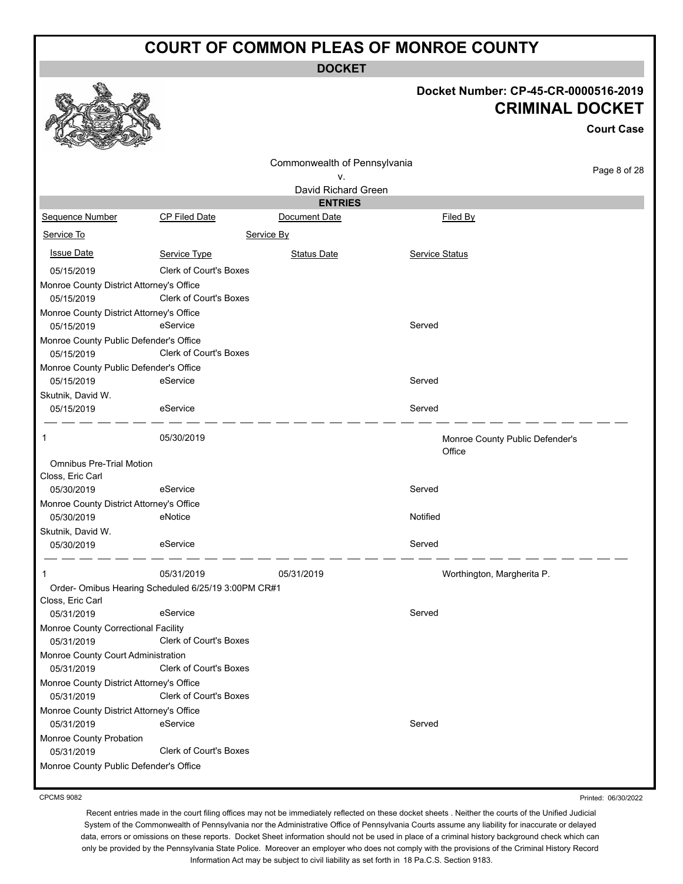# COURT OF COMMON PLEAS OF MONROE COUNTY

**DOCKET**

**Docket Number: CP-45-CR-0000516-2019**
**CRIMINAL DOCKET**
**Court Case**

Commonwealth of Pennsylvania
v.
David Richard Green

**ENTRIES**

| Sequence Number | CP Filed Date | Document Date | Filed By |
|---|---|---|---|
| Service To | | Service By | |
| Issue Date | Service Type | Status Date | Service Status |
| 05/15/2019 | Clerk of Court's Boxes | | |
| Monroe County District Attorney's Office | | | |
| 05/15/2019 | Clerk of Court's Boxes | | |
| Monroe County District Attorney's Office | | | |
| 05/15/2019 | eService | | Served |
| Monroe County Public Defender's Office | | | |
| 05/15/2019 | Clerk of Court's Boxes | | |
| Monroe County Public Defender's Office | | | |
| 05/15/2019 | eService | | Served |
| Skutnik, David W. | | | |
| 05/15/2019 | eService | | Served |
| 1 | 05/30/2019 | | Monroe County Public Defender's Office |
| Omnibus Pre-Trial Motion | | | |
| Closs, Eric Carl | | | |
| 05/30/2019 | eService | | Served |
| Monroe County District Attorney's Office | | | |
| 05/30/2019 | eNotice | | Notified |
| Skutnik, David W. | | | |
| 05/30/2019 | eService | | Served |
| 1 | 05/31/2019 | 05/31/2019 | Worthington, Margherita P. |
| Order- Omibus Hearing Scheduled 6/25/19 3:00PM CR#1 | | | |
| Closs, Eric Carl | | | |
| 05/31/2019 | eService | | Served |
| Monroe County Correctional Facility | | | |
| 05/31/2019 | Clerk of Court's Boxes | | |
| Monroe County Court Administration | | | |
| 05/31/2019 | Clerk of Court's Boxes | | |
| Monroe County District Attorney's Office | | | |
| 05/31/2019 | Clerk of Court's Boxes | | |
| Monroe County District Attorney's Office | | | |
| 05/31/2019 | eService | | Served |
| Monroe County Probation | | | |
| 05/31/2019 | Clerk of Court's Boxes | | |
| Monroe County Public Defender's Office | | | |

CPCMS 9082

Printed: 06/30/2022

Recent entries made in the court filing offices may not be immediately reflected on these docket sheets . Neither the courts of the Unified Judicial System of the Commonwealth of Pennsylvania nor the Administrative Office of Pennsylvania Courts assume any liability for inaccurate or delayed data, errors or omissions on these reports. Docket Sheet information should not be used in place of a criminal history background check which can only be provided by the Pennsylvania State Police. Moreover an employer who does not comply with the provisions of the Criminal History Record Information Act may be subject to civil liability as set forth in 18 Pa.C.S. Section 9183.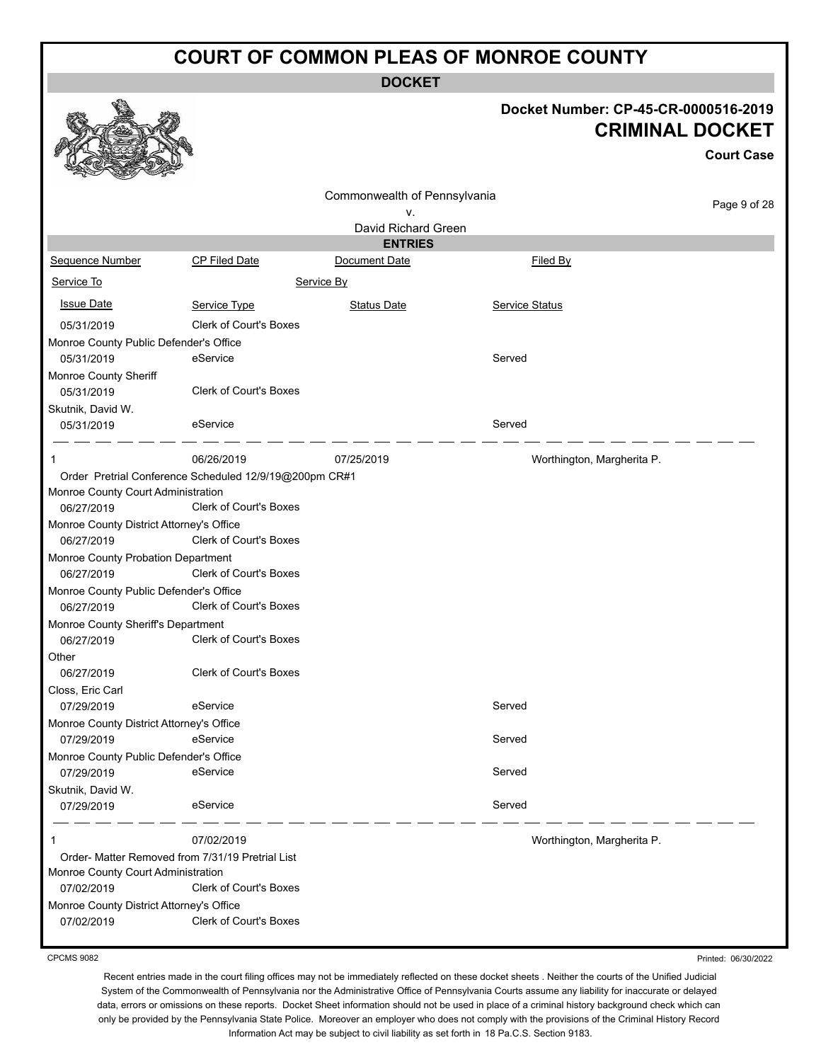# COURT OF COMMON PLEAS OF MONROE COUNTY

**DOCKET**

**Docket Number: CP-45-CR-0000516-2019**

**CRIMINAL DOCKET**

**Court Case**

Commonwealth of Pennsylvania
v.
David Richard Green

**ENTRIES**

| Sequence Number | CP Filed Date | Document Date | Filed By |
|---|---|---|---|
| Service To | | Service By | |
| Issue Date | Service Type | Status Date | Service Status |
| 05/31/2019 | Clerk of Court's Boxes | | |
| Monroe County Public Defender's Office | | | |
| 05/31/2019 | eService | | Served |
| Monroe County Sheriff | | | |
| 05/31/2019 | Clerk of Court's Boxes | | |
| Skutnik, David W. | | | |
| 05/31/2019 | eService | | Served |
| 1 | 06/26/2019 | 07/25/2019 | Worthington, Margherita P. |
| Order Pretrial Conference Scheduled 12/9/19@200pm CR#1 | | | |
| Monroe County Court Administration | | | |
| 06/27/2019 | Clerk of Court's Boxes | | |
| Monroe County District Attorney's Office | | | |
| 06/27/2019 | Clerk of Court's Boxes | | |
| Monroe County Probation Department | | | |
| 06/27/2019 | Clerk of Court's Boxes | | |
| Monroe County Public Defender's Office | | | |
| 06/27/2019 | Clerk of Court's Boxes | | |
| Monroe County Sheriff's Department | | | |
| 06/27/2019 | Clerk of Court's Boxes | | |
| Other | | | |
| 06/27/2019 | Clerk of Court's Boxes | | |
| Closs, Eric Carl | | | |
| 07/29/2019 | eService | | Served |
| Monroe County District Attorney's Office | | | |
| 07/29/2019 | eService | | Served |
| Monroe County Public Defender's Office | | | |
| 07/29/2019 | eService | | Served |
| Skutnik, David W. | | | |
| 07/29/2019 | eService | | Served |
| 1 | 07/02/2019 | | Worthington, Margherita P. |
| Order- Matter Removed from 7/31/19 Pretrial List | | | |
| Monroe County Court Administration | | | |
| 07/02/2019 | Clerk of Court's Boxes | | |
| Monroe County District Attorney's Office | | | |
| 07/02/2019 | Clerk of Court's Boxes | | |

CPCMS 9082

Printed: 06/30/2022

Recent entries made in the court filing offices may not be immediately reflected on these docket sheets . Neither the courts of the Unified Judicial System of the Commonwealth of Pennsylvania nor the Administrative Office of Pennsylvania Courts assume any liability for inaccurate or delayed data, errors or omissions on these reports. Docket Sheet information should not be used in place of a criminal history background check which can only be provided by the Pennsylvania State Police. Moreover an employer who does not comply with the provisions of the Criminal History Record Information Act may be subject to civil liability as set forth in 18 Pa.C.S. Section 9183.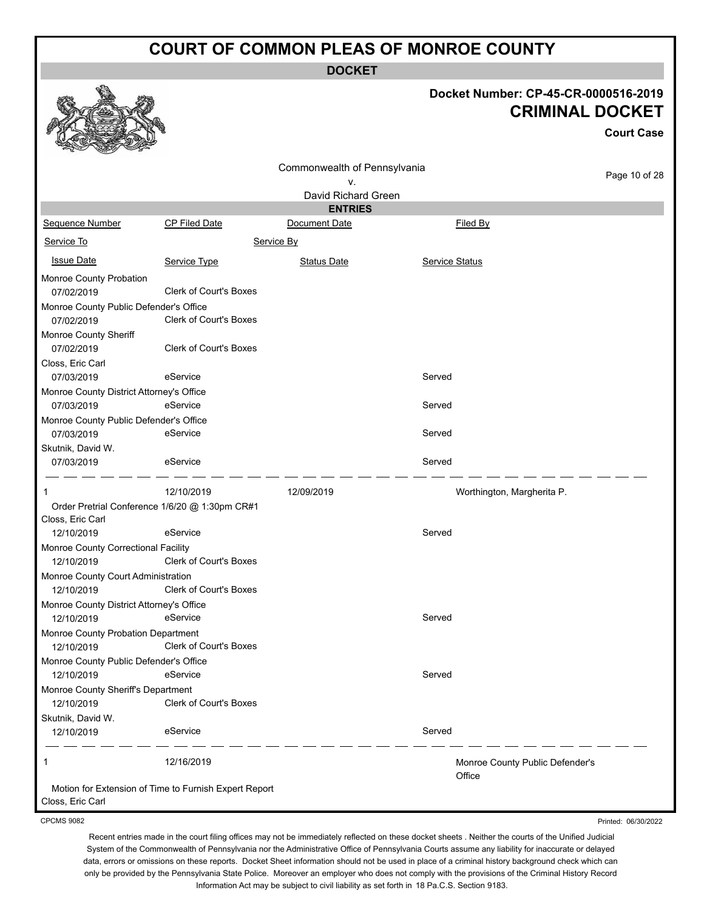# COURT OF COMMON PLEAS OF MONROE COUNTY

**DOCKET**

**Docket Number: CP-45-CR-0000516-2019**

**CRIMINAL DOCKET**

**Court Case**

Commonwealth of Pennsylvania
v.
David Richard Green

**ENTRIES**

| Sequence Number | CP Filed Date | Document Date | Filed By |
|---|---|---|---|
| Service To | | Service By | |
| Issue Date | Service Type | Status Date | Service Status |
| Monroe County Probation | | | |
| 07/02/2019 | Clerk of Court's Boxes | | |
| Monroe County Public Defender's Office | | | |
| 07/02/2019 | Clerk of Court's Boxes | | |
| Monroe County Sheriff | | | |
| 07/02/2019 | Clerk of Court's Boxes | | |
| Closs, Eric Carl | | | |
| 07/03/2019 | eService | | Served |
| Monroe County District Attorney's Office | | | |
| 07/03/2019 | eService | | Served |
| Monroe County Public Defender's Office | | | |
| 07/03/2019 | eService | | Served |
| Skutnik, David W. | | | |
| 07/03/2019 | eService | | Served |
| 1 | 12/10/2019 | 12/09/2019 | Worthington, Margherita P. |
| Order Pretrial Conference 1/6/20 @ 1:30pm CR#1 | | | |
| Closs, Eric Carl | | | |
| 12/10/2019 | eService | | Served |
| Monroe County Correctional Facility | | | |
| 12/10/2019 | Clerk of Court's Boxes | | |
| Monroe County Court Administration | | | |
| 12/10/2019 | Clerk of Court's Boxes | | |
| Monroe County District Attorney's Office | | | |
| 12/10/2019 | eService | | Served |
| Monroe County Probation Department | | | |
| 12/10/2019 | Clerk of Court's Boxes | | |
| Monroe County Public Defender's Office | | | |
| 12/10/2019 | eService | | Served |
| Monroe County Sheriff's Department | | | |
| 12/10/2019 | Clerk of Court's Boxes | | |
| Skutnik, David W. | | | |
| 12/10/2019 | eService | | Served |
| 1 | 12/16/2019 | | Monroe County Public Defender's Office |
| Motion for Extension of Time to Furnish Expert Report | | | |
| Closs, Eric Carl | | | |

CPCMS 9082

Printed: 06/30/2022

Recent entries made in the court filing offices may not be immediately reflected on these docket sheets . Neither the courts of the Unified Judicial System of the Commonwealth of Pennsylvania nor the Administrative Office of Pennsylvania Courts assume any liability for inaccurate or delayed data, errors or omissions on these reports. Docket Sheet information should not be used in place of a criminal history background check which can only be provided by the Pennsylvania State Police. Moreover an employer who does not comply with the provisions of the Criminal History Record Information Act may be subject to civil liability as set forth in 18 Pa.C.S. Section 9183.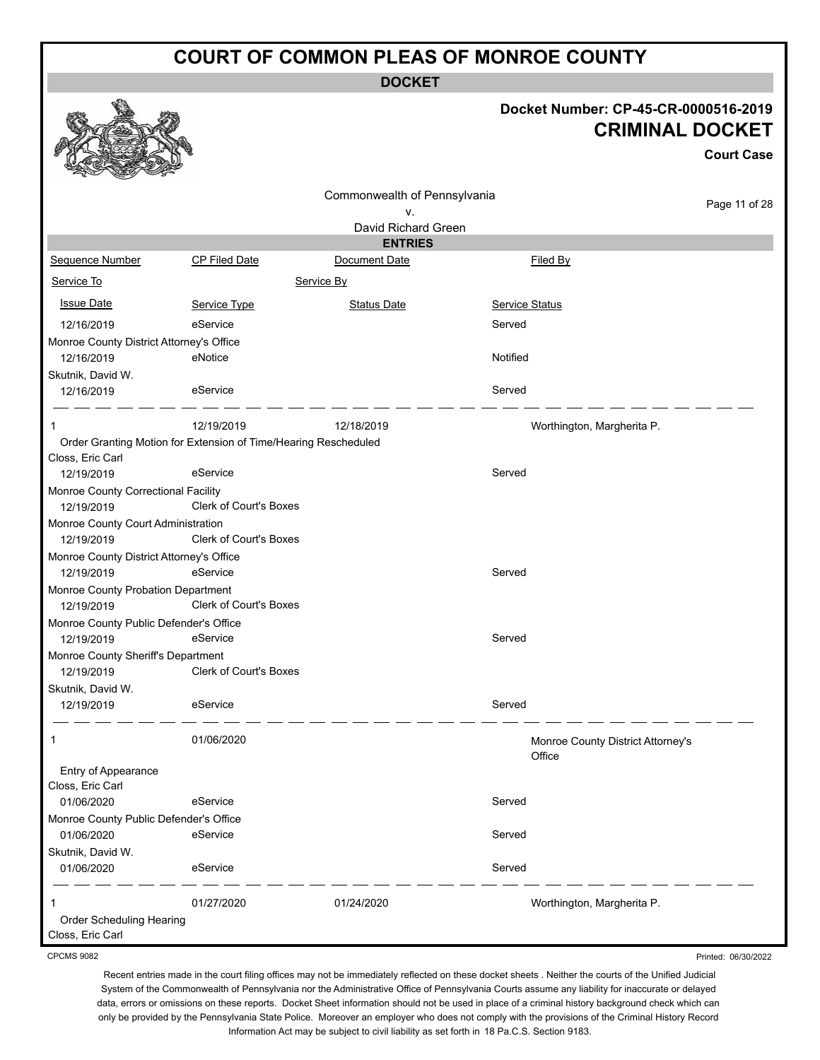# COURT OF COMMON PLEAS OF MONROE COUNTY

**DOCKET**

**Docket Number: CP-45-CR-0000516-2019**

**CRIMINAL DOCKET**

**Court Case**

Commonwealth of Pennsylvania
v.
David Richard Green

**ENTRIES**

| Sequence Number | CP Filed Date | Document Date | Filed By |
|---|---|---|---|
| Service To | | Service By | |
| Issue Date | Service Type | Status Date | Service Status |
| 12/16/2019 | eService | | Served |
| Monroe County District Attorney's Office | | | |
| 12/16/2019 | eNotice | | Notified |
| Skutnik, David W. | | | |
| 12/16/2019 | eService | | Served |
| 1 | 12/19/2019 | 12/18/2019 | Worthington, Margherita P. |
| Order Granting Motion for Extension of Time/Hearing Rescheduled | | | |
| Closs, Eric Carl | | | |
| 12/19/2019 | eService | | Served |
| Monroe County Correctional Facility | | | |
| 12/19/2019 | Clerk of Court's Boxes | | |
| Monroe County Court Administration | | | |
| 12/19/2019 | Clerk of Court's Boxes | | |
| Monroe County District Attorney's Office | | | |
| 12/19/2019 | eService | | Served |
| Monroe County Probation Department | | | |
| 12/19/2019 | Clerk of Court's Boxes | | |
| Monroe County Public Defender's Office | | | |
| 12/19/2019 | eService | | Served |
| Monroe County Sheriff's Department | | | |
| 12/19/2019 | Clerk of Court's Boxes | | |
| Skutnik, David W. | | | |
| 12/19/2019 | eService | | Served |
| 1 | 01/06/2020 | | Monroe County District Attorney's Office |
| Entry of Appearance | | | |
| Closs, Eric Carl | | | |
| 01/06/2020 | eService | | Served |
| Monroe County Public Defender's Office | | | |
| 01/06/2020 | eService | | Served |
| Skutnik, David W. | | | |
| 01/06/2020 | eService | | Served |
| 1 | 01/27/2020 | 01/24/2020 | Worthington, Margherita P. |
| Order Scheduling Hearing | | | |
| Closs, Eric Carl | | | |

CPCMS 9082

Printed: 06/30/2022

Recent entries made in the court filing offices may not be immediately reflected on these docket sheets . Neither the courts of the Unified Judicial System of the Commonwealth of Pennsylvania nor the Administrative Office of Pennsylvania Courts assume any liability for inaccurate or delayed data, errors or omissions on these reports. Docket Sheet information should not be used in place of a criminal history background check which can only be provided by the Pennsylvania State Police. Moreover an employer who does not comply with the provisions of the Criminal History Record Information Act may be subject to civil liability as set forth in 18 Pa.C.S. Section 9183.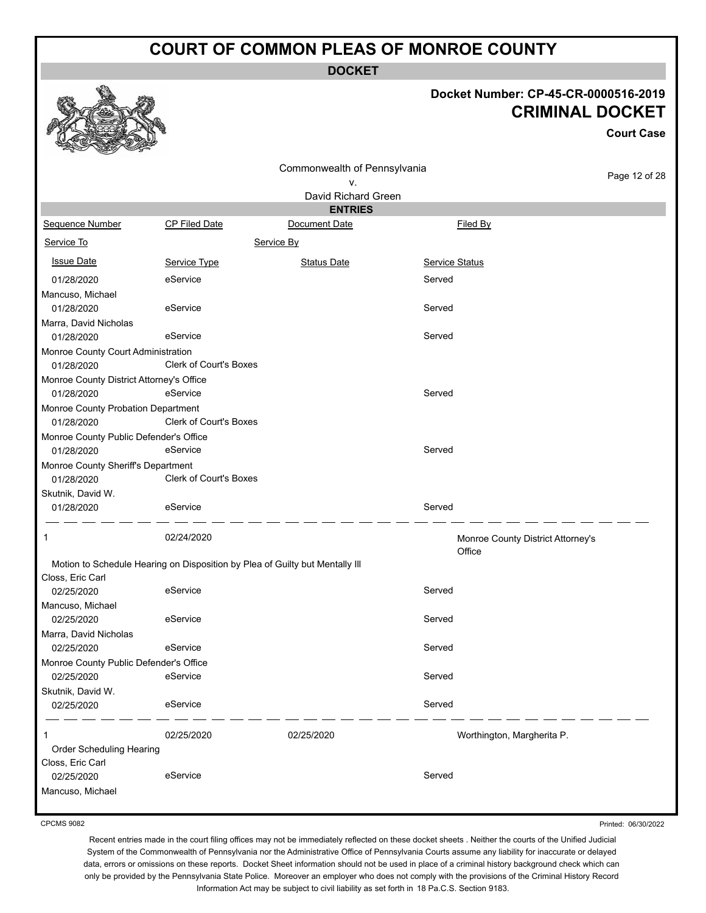# COURT OF COMMON PLEAS OF MONROE COUNTY

**DOCKET**

**Docket Number: CP-45-CR-0000516-2019**

**CRIMINAL DOCKET**

**Court Case**

Commonwealth of Pennsylvania
v.
David Richard Green

**ENTRIES**

| Sequence Number | CP Filed Date | Document Date | Filed By |
|---|---|---|---|
| Service To | | Service By | |
| Issue Date | Service Type | Status Date | Service Status |
| 01/28/2020 | eService | | Served |
| Mancuso, Michael | | | |
| 01/28/2020 | eService | | Served |
| Marra, David Nicholas | | | |
| 01/28/2020 | eService | | Served |
| Monroe County Court Administration | | | |
| 01/28/2020 | Clerk of Court's Boxes | | |
| Monroe County District Attorney's Office | | | |
| 01/28/2020 | eService | | Served |
| Monroe County Probation Department | | | |
| 01/28/2020 | Clerk of Court's Boxes | | |
| Monroe County Public Defender's Office | | | |
| 01/28/2020 | eService | | Served |
| Monroe County Sheriff's Department | | | |
| 01/28/2020 | Clerk of Court's Boxes | | |
| Skutnik, David W. | | | |
| 01/28/2020 | eService | | Served |
| 1 | 02/24/2020 | | Monroe County District Attorney's Office |
| Motion to Schedule Hearing on Disposition by Plea of Guilty but Mentally Ill | | | |
| Closs, Eric Carl | | | |
| 02/25/2020 | eService | | Served |
| Mancuso, Michael | | | |
| 02/25/2020 | eService | | Served |
| Marra, David Nicholas | | | |
| 02/25/2020 | eService | | Served |
| Monroe County Public Defender's Office | | | |
| 02/25/2020 | eService | | Served |
| Skutnik, David W. | | | |
| 02/25/2020 | eService | | Served |
| 1 | 02/25/2020 | 02/25/2020 | Worthington, Margherita P. |
| Order Scheduling Hearing | | | |
| Closs, Eric Carl | | | |
| 02/25/2020 | eService | | Served |
| Mancuso, Michael | | | |

CPCMS 9082

Printed: 06/30/2022

Recent entries made in the court filing offices may not be immediately reflected on these docket sheets . Neither the courts of the Unified Judicial System of the Commonwealth of Pennsylvania nor the Administrative Office of Pennsylvania Courts assume any liability for inaccurate or delayed data, errors or omissions on these reports. Docket Sheet information should not be used in place of a criminal history background check which can only be provided by the Pennsylvania State Police. Moreover an employer who does not comply with the provisions of the Criminal History Record Information Act may be subject to civil liability as set forth in 18 Pa.C.S. Section 9183.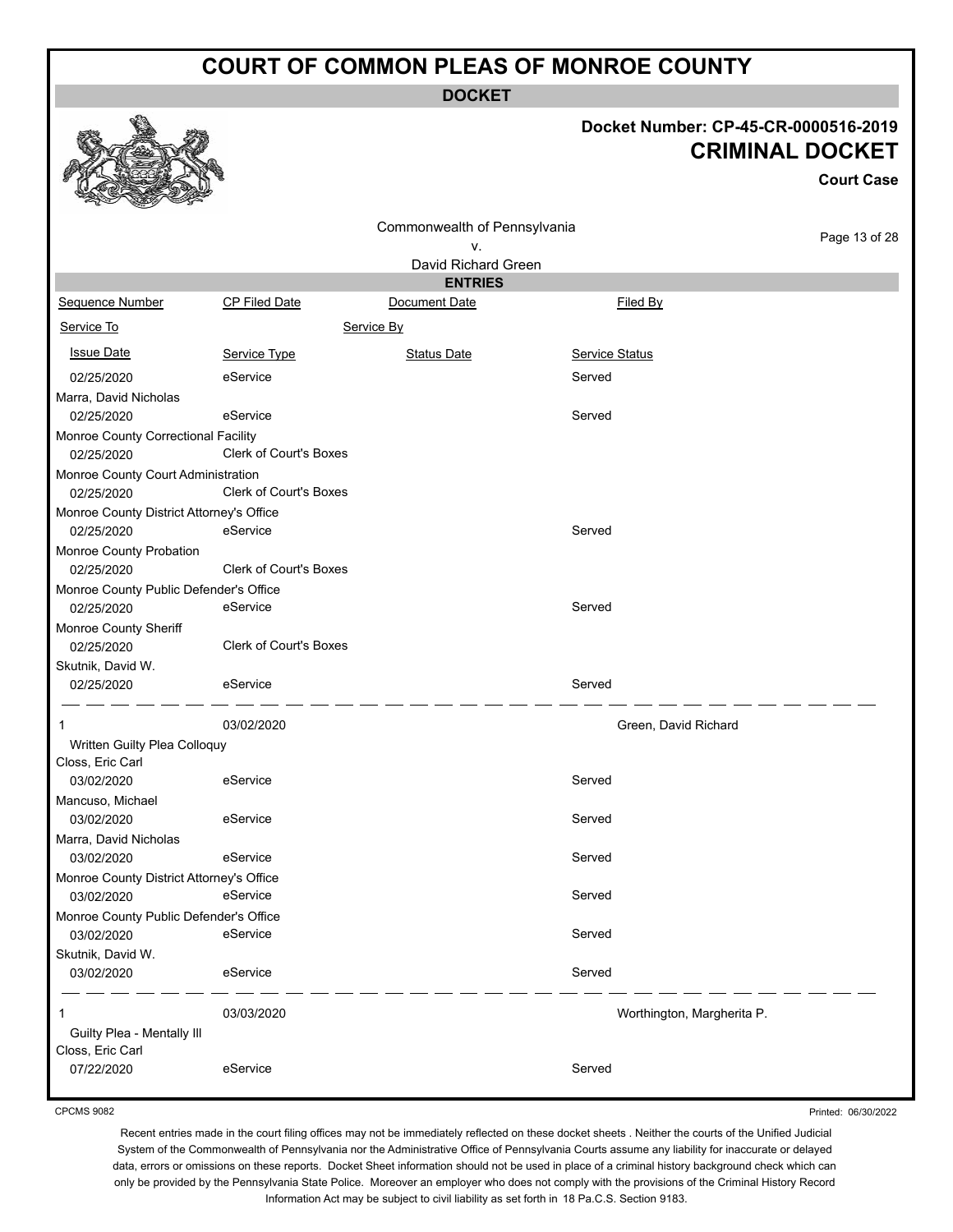# COURT OF COMMON PLEAS OF MONROE COUNTY

**DOCKET**

**Docket Number: CP-45-CR-0000516-2019**

**CRIMINAL DOCKET**

**Court Case**

Commonwealth of Pennsylvania
v.
David Richard Green

**ENTRIES**

| Sequence Number | CP Filed Date | Document Date | Filed By |
|---|---|---|---|
| Service To | | Service By | |
| Issue Date | Service Type | Status Date | Service Status |
| 02/25/2020 | eService | | Served |
| Marra, David Nicholas | | | |
| 02/25/2020 | eService | | Served |
| Monroe County Correctional Facility | | | |
| 02/25/2020 | Clerk of Court's Boxes | | |
| Monroe County Court Administration | | | |
| 02/25/2020 | Clerk of Court's Boxes | | |
| Monroe County District Attorney's Office | | | |
| 02/25/2020 | eService | | Served |
| Monroe County Probation | | | |
| 02/25/2020 | Clerk of Court's Boxes | | |
| Monroe County Public Defender's Office | | | |
| 02/25/2020 | eService | | Served |
| Monroe County Sheriff | | | |
| 02/25/2020 | Clerk of Court's Boxes | | |
| Skutnik, David W. | | | |
| 02/25/2020 | eService | | Served |
| 1 | 03/02/2020 | | Green, David Richard |
| Written Guilty Plea Colloquy | | | |
| Closs, Eric Carl | | | |
| 03/02/2020 | eService | | Served |
| Mancuso, Michael | | | |
| 03/02/2020 | eService | | Served |
| Marra, David Nicholas | | | |
| 03/02/2020 | eService | | Served |
| Monroe County District Attorney's Office | | | |
| 03/02/2020 | eService | | Served |
| Monroe County Public Defender's Office | | | |
| 03/02/2020 | eService | | Served |
| Skutnik, David W. | | | |
| 03/02/2020 | eService | | Served |
| 1 | 03/03/2020 | | Worthington, Margherita P. |
| Guilty Plea - Mentally Ill | | | |
| Closs, Eric Carl | | | |
| 07/22/2020 | eService | | Served |

CPCMS 9082

Printed: 06/30/2022

Recent entries made in the court filing offices may not be immediately reflected on these docket sheets . Neither the courts of the Unified Judicial System of the Commonwealth of Pennsylvania nor the Administrative Office of Pennsylvania Courts assume any liability for inaccurate or delayed data, errors or omissions on these reports. Docket Sheet information should not be used in place of a criminal history background check which can only be provided by the Pennsylvania State Police. Moreover an employer who does not comply with the provisions of the Criminal History Record Information Act may be subject to civil liability as set forth in 18 Pa.C.S. Section 9183.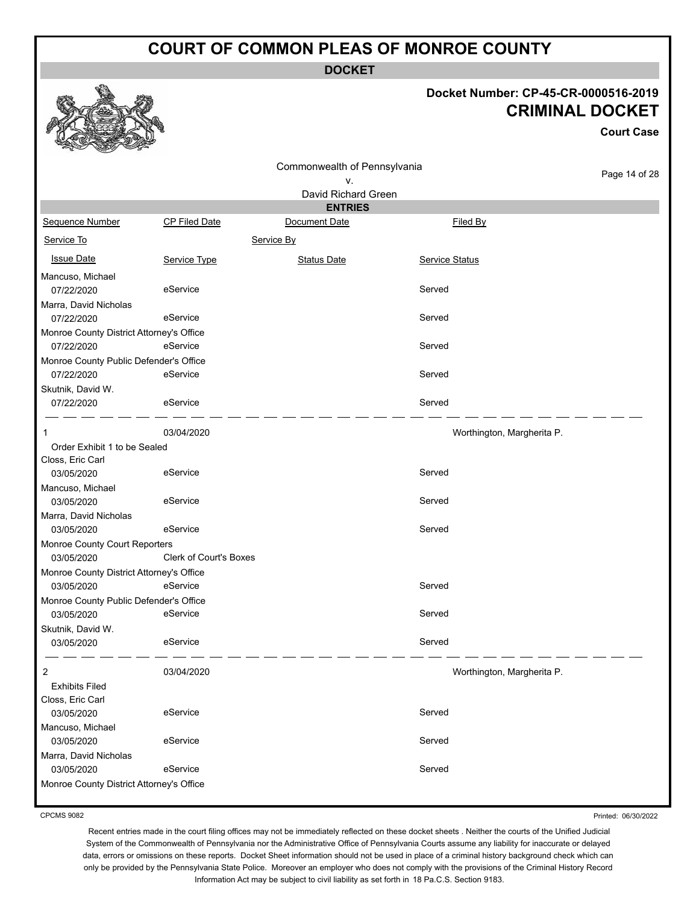# COURT OF COMMON PLEAS OF MONROE COUNTY

**DOCKET**

**Docket Number: CP-45-CR-0000516-2019**

**CRIMINAL DOCKET**

**Court Case**

Commonwealth of Pennsylvania
v.
David Richard Green

**ENTRIES**

| Sequence Number | CP Filed Date | Document Date | Filed By |
|---|---|---|---|
| Service To | | Service By | |
| Issue Date | Service Type | Status Date | Service Status |
| Mancuso, Michael | | | |
| 07/22/2020 | eService | | Served |
| Marra, David Nicholas | | | |
| 07/22/2020 | eService | | Served |
| Monroe County District Attorney's Office | | | |
| 07/22/2020 | eService | | Served |
| Monroe County Public Defender's Office | | | |
| 07/22/2020 | eService | | Served |
| Skutnik, David W. | | | |
| 07/22/2020 | eService | | Served |
| 1 | 03/04/2020 | | Worthington, Margherita P. |
| Order Exhibit 1 to be Sealed | | | |
| Closs, Eric Carl | | | |
| 03/05/2020 | eService | | Served |
| Mancuso, Michael | | | |
| 03/05/2020 | eService | | Served |
| Marra, David Nicholas | | | |
| 03/05/2020 | eService | | Served |
| Monroe County Court Reporters | | | |
| 03/05/2020 | Clerk of Court's Boxes | | |
| Monroe County District Attorney's Office | | | |
| 03/05/2020 | eService | | Served |
| Monroe County Public Defender's Office | | | |
| 03/05/2020 | eService | | Served |
| Skutnik, David W. | | | |
| 03/05/2020 | eService | | Served |
| 2 | 03/04/2020 | | Worthington, Margherita P. |
| Exhibits Filed | | | |
| Closs, Eric Carl | | | |
| 03/05/2020 | eService | | Served |
| Mancuso, Michael | | | |
| 03/05/2020 | eService | | Served |
| Marra, David Nicholas | | | |
| 03/05/2020 | eService | | Served |
| Monroe County District Attorney's Office | | | |

CPCMS 9082

Printed: 06/30/2022

Recent entries made in the court filing offices may not be immediately reflected on these docket sheets . Neither the courts of the Unified Judicial System of the Commonwealth of Pennsylvania nor the Administrative Office of Pennsylvania Courts assume any liability for inaccurate or delayed data, errors or omissions on these reports. Docket Sheet information should not be used in place of a criminal history background check which can only be provided by the Pennsylvania State Police. Moreover an employer who does not comply with the provisions of the Criminal History Record Information Act may be subject to civil liability as set forth in 18 Pa.C.S. Section 9183.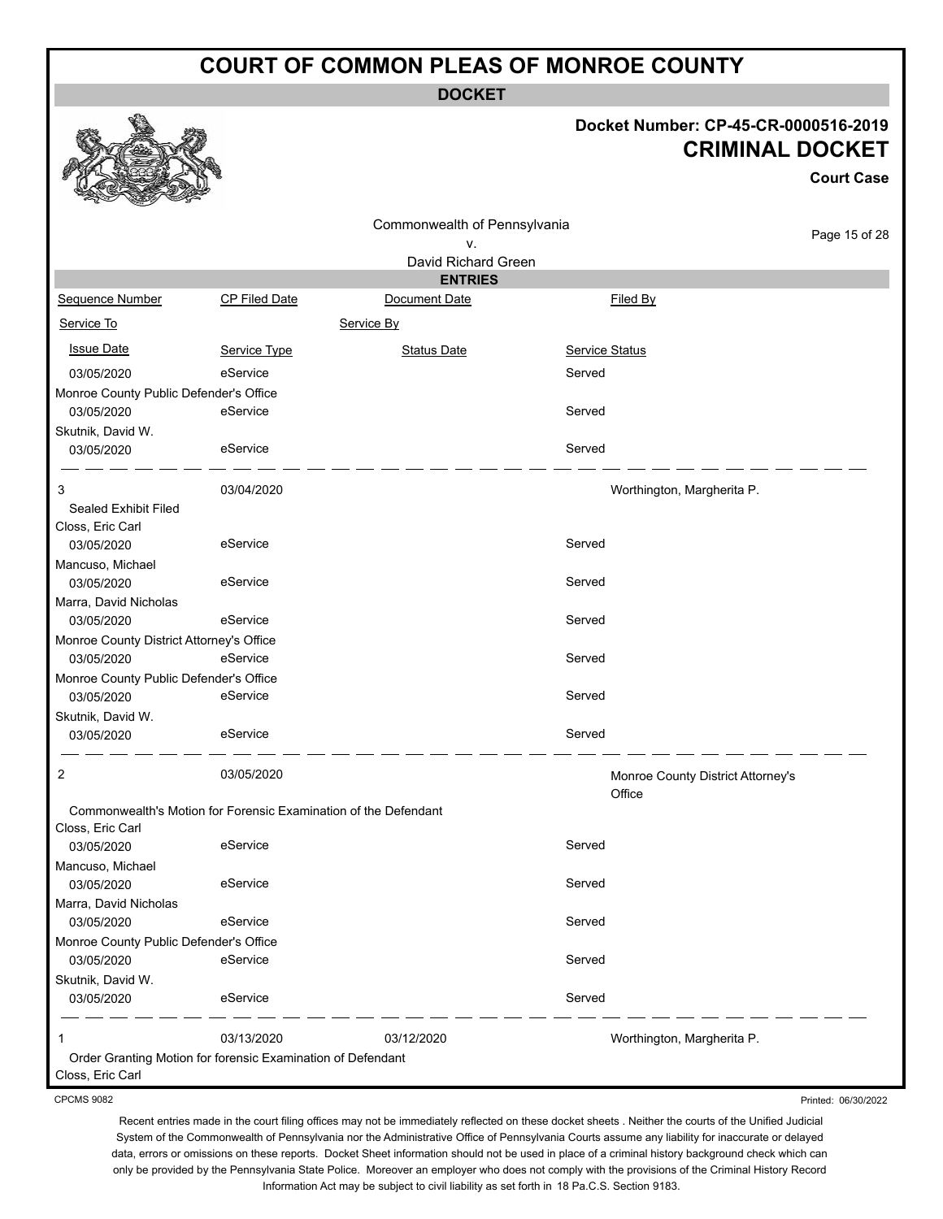# COURT OF COMMON PLEAS OF MONROE COUNTY

**DOCKET**

**Docket Number: CP-45-CR-0000516-2019**

## CRIMINAL DOCKET

**Court Case**

Commonwealth of Pennsylvania
v.
David Richard Green

**ENTRIES**

| Sequence Number | CP Filed Date | Document Date | Filed By |
|---|---|---|---|
| Service To | | Service By | |
| Issue Date | Service Type | Status Date | Service Status |
| 03/05/2020 | eService | | Served |
| Monroe County Public Defender's Office | | | |
| 03/05/2020 | eService | | Served |
| Skutnik, David W. | | | |
| 03/05/2020 | eService | | Served |
| 3 | 03/04/2020 | | Worthington, Margherita P. |
| Sealed Exhibit Filed | | | |
| Closs, Eric Carl | | | |
| 03/05/2020 | eService | | Served |
| Mancuso, Michael | | | |
| 03/05/2020 | eService | | Served |
| Marra, David Nicholas | | | |
| 03/05/2020 | eService | | Served |
| Monroe County District Attorney's Office | | | |
| 03/05/2020 | eService | | Served |
| Monroe County Public Defender's Office | | | |
| 03/05/2020 | eService | | Served |
| Skutnik, David W. | | | |
| 03/05/2020 | eService | | Served |
| 2 | 03/05/2020 | | Monroe County District Attorney's Office |
| Commonwealth's Motion for Forensic Examination of the Defendant | | | |
| Closs, Eric Carl | | | |
| 03/05/2020 | eService | | Served |
| Mancuso, Michael | | | |
| 03/05/2020 | eService | | Served |
| Marra, David Nicholas | | | |
| 03/05/2020 | eService | | Served |
| Monroe County Public Defender's Office | | | |
| 03/05/2020 | eService | | Served |
| Skutnik, David W. | | | |
| 03/05/2020 | eService | | Served |
| 1 | 03/13/2020 | 03/12/2020 | Worthington, Margherita P. |
| Order Granting Motion for forensic Examination of Defendant | | | |
| Closs, Eric Carl | | | |

CPCMS 9082

Printed: 06/30/2022

Recent entries made in the court filing offices may not be immediately reflected on these docket sheets . Neither the courts of the Unified Judicial System of the Commonwealth of Pennsylvania nor the Administrative Office of Pennsylvania Courts assume any liability for inaccurate or delayed data, errors or omissions on these reports. Docket Sheet information should not be used in place of a criminal history background check which can only be provided by the Pennsylvania State Police. Moreover an employer who does not comply with the provisions of the Criminal History Record Information Act may be subject to civil liability as set forth in 18 Pa.C.S. Section 9183.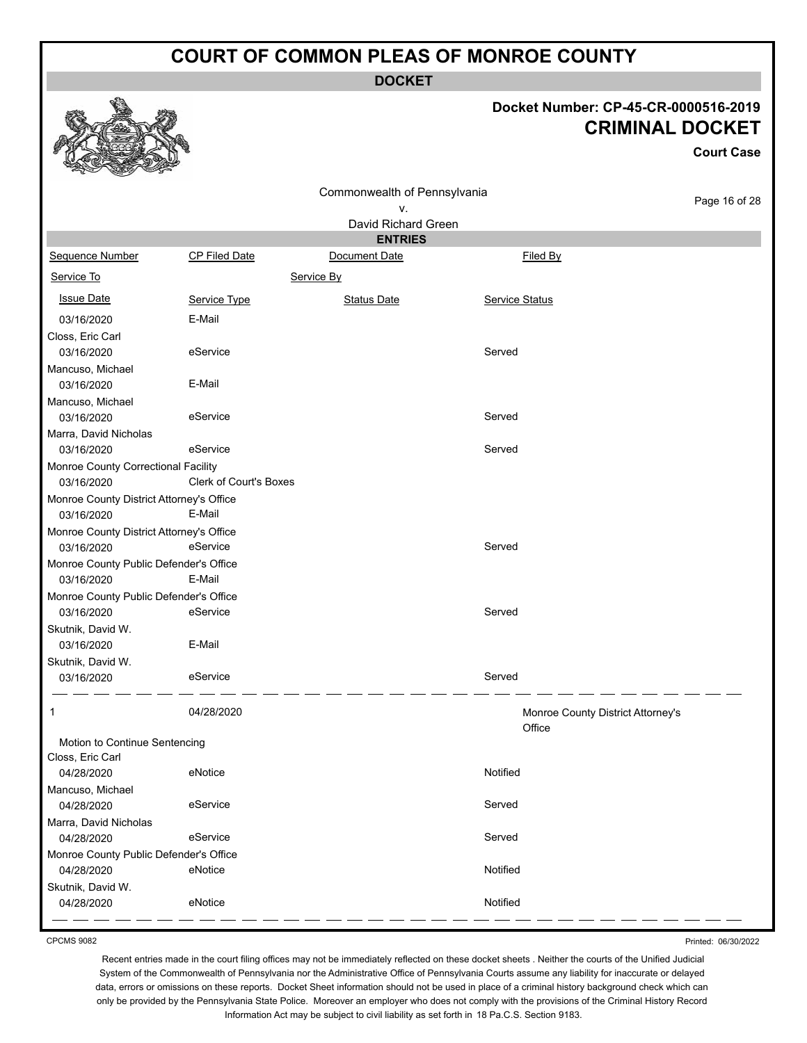# COURT OF COMMON PLEAS OF MONROE COUNTY

## DOCKET

**Docket Number: CP-45-CR-0000516-2019**

**CRIMINAL DOCKET**

**Court Case**

Commonwealth of Pennsylvania
v.
David Richard Green

### ENTRIES

| Sequence Number | CP Filed Date | Document Date | Filed By |
|---|---|---|---|
| Service To | | Service By | |
| Issue Date | Service Type | Status Date | Service Status |
| 03/16/2020 | E-Mail | | |
| Closs, Eric Carl | | | |
| 03/16/2020 | eService | | Served |
| Mancuso, Michael | | | |
| 03/16/2020 | E-Mail | | |
| Mancuso, Michael | | | |
| 03/16/2020 | eService | | Served |
| Marra, David Nicholas | | | |
| 03/16/2020 | eService | | Served |
| Monroe County Correctional Facility | | | |
| 03/16/2020 | Clerk of Court's Boxes | | |
| Monroe County District Attorney's Office | | | |
| 03/16/2020 | E-Mail | | |
| Monroe County District Attorney's Office | | | |
| 03/16/2020 | eService | | Served |
| Monroe County Public Defender's Office | | | |
| 03/16/2020 | E-Mail | | |
| Monroe County Public Defender's Office | | | |
| 03/16/2020 | eService | | Served |
| Skutnik, David W. | | | |
| 03/16/2020 | E-Mail | | |
| Skutnik, David W. | | | |
| 03/16/2020 | eService | | Served |

| Sequence Number | CP Filed Date | Document Date | Filed By |
|---|---|---|---|
| 1 | 04/28/2020 | | Monroe County District Attorney's Office |
| Motion to Continue Sentencing | | | |
| Closs, Eric Carl | | | |
| 04/28/2020 | eNotice | | Notified |
| Mancuso, Michael | | | |
| 04/28/2020 | eService | | Served |
| Marra, David Nicholas | | | |
| 04/28/2020 | eService | | Served |
| Monroe County Public Defender's Office | | | |
| 04/28/2020 | eNotice | | Notified |
| Skutnik, David W. | | | |
| 04/28/2020 | eNotice | | Notified |

CPCMS 9082

Printed: 06/30/2022

Recent entries made in the court filing offices may not be immediately reflected on these docket sheets . Neither the courts of the Unified Judicial System of the Commonwealth of Pennsylvania nor the Administrative Office of Pennsylvania Courts assume any liability for inaccurate or delayed data, errors or omissions on these reports. Docket Sheet information should not be used in place of a criminal history background check which can only be provided by the Pennsylvania State Police. Moreover an employer who does not comply with the provisions of the Criminal History Record Information Act may be subject to civil liability as set forth in 18 Pa.C.S. Section 9183.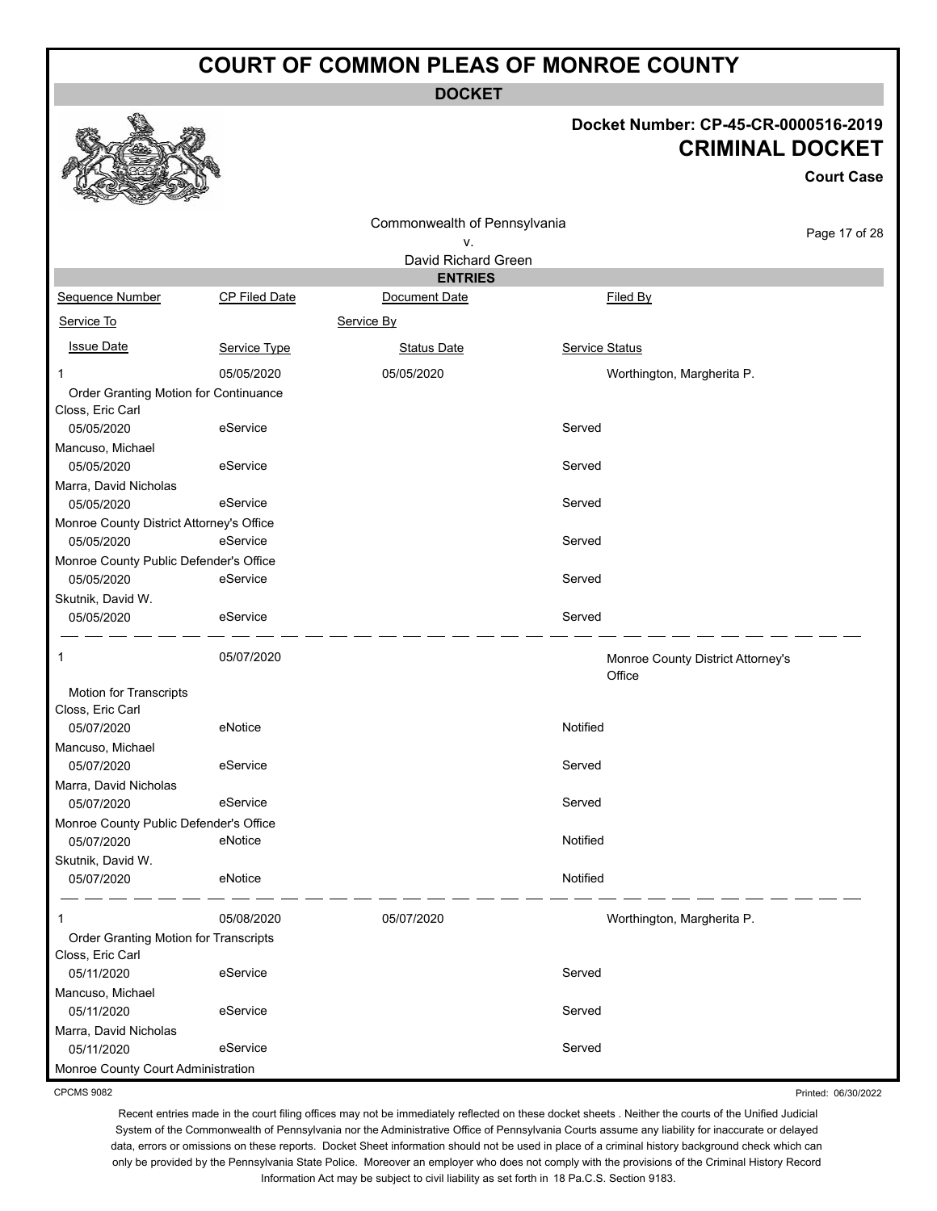# COURT OF COMMON PLEAS OF MONROE COUNTY

## DOCKET

**Docket Number: CP-45-CR-0000516-2019**

**CRIMINAL DOCKET**

**Court Case**

Commonwealth of Pennsylvania
v.
David Richard Green

### ENTRIES

| Sequence Number | CP Filed Date | Document Date | Filed By |
|---|---|---|---|
| Service To | | Service By | |
| Issue Date | Service Type | Status Date | Service Status |
| 1 | 05/05/2020 | 05/05/2020 | Worthington, Margherita P. |
| Order Granting Motion for Continuance | | | |
| Closs, Eric Carl | | | |
| 05/05/2020 | eService | | Served |
| Mancuso, Michael | | | |
| 05/05/2020 | eService | | Served |
| Marra, David Nicholas | | | |
| 05/05/2020 | eService | | Served |
| Monroe County District Attorney's Office | | | |
| 05/05/2020 | eService | | Served |
| Monroe County Public Defender's Office | | | |
| 05/05/2020 | eService | | Served |
| Skutnik, David W. | | | |
| 05/05/2020 | eService | | Served |
| 1 | 05/07/2020 | | Monroe County District Attorney's Office |
| Motion for Transcripts | | | |
| Closs, Eric Carl | | | |
| 05/07/2020 | eNotice | | Notified |
| Mancuso, Michael | | | |
| 05/07/2020 | eService | | Served |
| Marra, David Nicholas | | | |
| 05/07/2020 | eService | | Served |
| Monroe County Public Defender's Office | | | |
| 05/07/2020 | eNotice | | Notified |
| Skutnik, David W. | | | |
| 05/07/2020 | eNotice | | Notified |
| 1 | 05/08/2020 | 05/07/2020 | Worthington, Margherita P. |
| Order Granting Motion for Transcripts | | | |
| Closs, Eric Carl | | | |
| 05/11/2020 | eService | | Served |
| Mancuso, Michael | | | |
| 05/11/2020 | eService | | Served |
| Marra, David Nicholas | | | |
| 05/11/2020 | eService | | Served |
| Monroe County Court Administration | | | |

CPCMS 9082

Printed: 06/30/2022

Recent entries made in the court filing offices may not be immediately reflected on these docket sheets . Neither the courts of the Unified Judicial System of the Commonwealth of Pennsylvania nor the Administrative Office of Pennsylvania Courts assume any liability for inaccurate or delayed data, errors or omissions on these reports. Docket Sheet information should not be used in place of a criminal history background check which can only be provided by the Pennsylvania State Police. Moreover an employer who does not comply with the provisions of the Criminal History Record Information Act may be subject to civil liability as set forth in 18 Pa.C.S. Section 9183.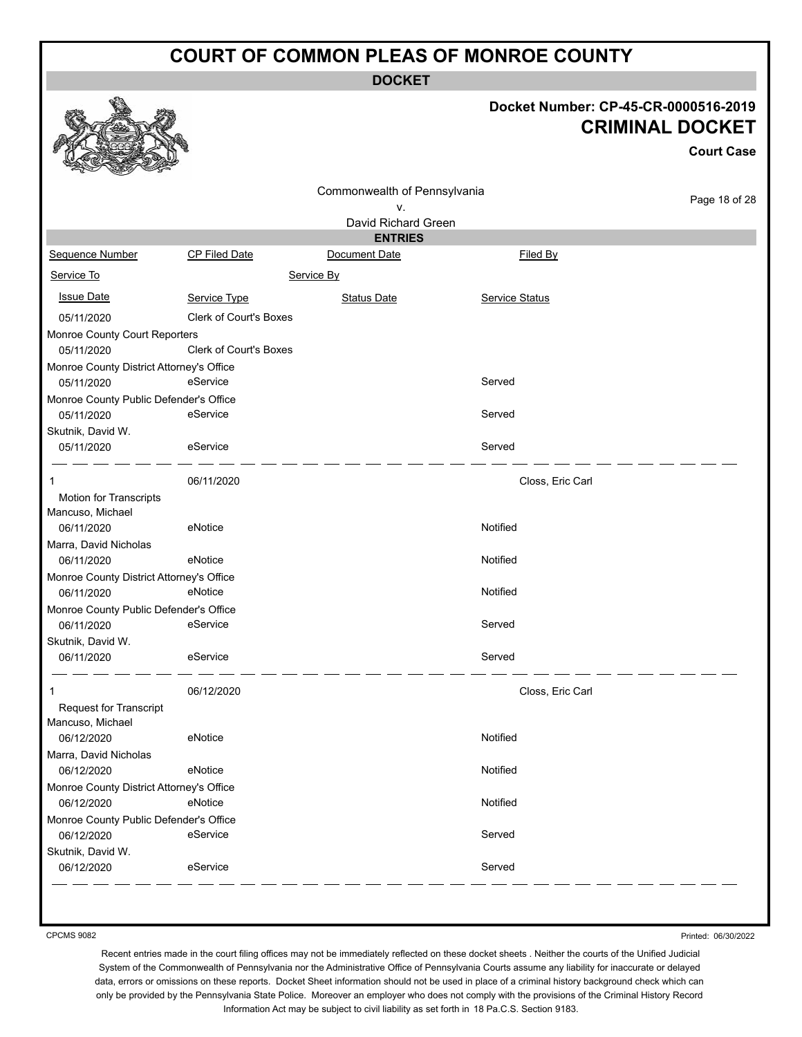# COURT OF COMMON PLEAS OF MONROE COUNTY

**DOCKET**

**Docket Number: CP-45-CR-0000516-2019**

**CRIMINAL DOCKET**

**Court Case**

Commonwealth of Pennsylvania
v.
David Richard Green

**ENTRIES**

| Sequence Number | CP Filed Date | Document Date | Filed By |
|---|---|---|---|
| Service To | | Service By | |
| Issue Date | Service Type | Status Date | Service Status |
| 05/11/2020 | Clerk of Court's Boxes | | |
| Monroe County Court Reporters | | | |
| 05/11/2020 | Clerk of Court's Boxes | | |
| Monroe County District Attorney's Office | | | |
| 05/11/2020 | eService | | Served |
| Monroe County Public Defender's Office | | | |
| 05/11/2020 | eService | | Served |
| Skutnik, David W. | | | |
| 05/11/2020 | eService | | Served |
| 1 | 06/11/2020 | | Closs, Eric Carl |
| Motion for Transcripts | | | |
| Mancuso, Michael | | | |
| 06/11/2020 | eNotice | | Notified |
| Marra, David Nicholas | | | |
| 06/11/2020 | eNotice | | Notified |
| Monroe County District Attorney's Office | | | |
| 06/11/2020 | eNotice | | Notified |
| Monroe County Public Defender's Office | | | |
| 06/11/2020 | eService | | Served |
| Skutnik, David W. | | | |
| 06/11/2020 | eService | | Served |
| 1 | 06/12/2020 | | Closs, Eric Carl |
| Request for Transcript | | | |
| Mancuso, Michael | | | |
| 06/12/2020 | eNotice | | Notified |
| Marra, David Nicholas | | | |
| 06/12/2020 | eNotice | | Notified |
| Monroe County District Attorney's Office | | | |
| 06/12/2020 | eNotice | | Notified |
| Monroe County Public Defender's Office | | | |
| 06/12/2020 | eService | | Served |
| Skutnik, David W. | | | |
| 06/12/2020 | eService | | Served |

CPCMS 9082

Printed: 06/30/2022

Recent entries made in the court filing offices may not be immediately reflected on these docket sheets . Neither the courts of the Unified Judicial System of the Commonwealth of Pennsylvania nor the Administrative Office of Pennsylvania Courts assume any liability for inaccurate or delayed data, errors or omissions on these reports. Docket Sheet information should not be used in place of a criminal history background check which can only be provided by the Pennsylvania State Police. Moreover an employer who does not comply with the provisions of the Criminal History Record Information Act may be subject to civil liability as set forth in 18 Pa.C.S. Section 9183.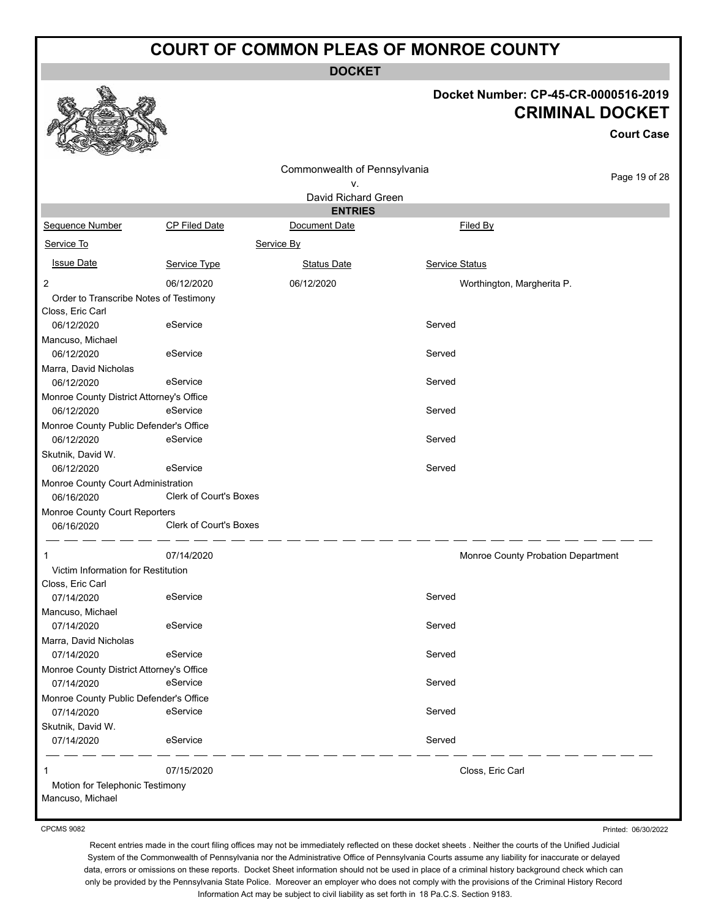# COURT OF COMMON PLEAS OF MONROE COUNTY

**DOCKET**

**Docket Number: CP-45-CR-0000516-2019**

**CRIMINAL DOCKET**

**Court Case**

Commonwealth of Pennsylvania
v.
David Richard Green

**ENTRIES**

| Sequence Number | CP Filed Date | Document Date | Filed By |
|---|---|---|---|
| Service To | | Service By | |
| Issue Date | Service Type | Status Date | Service Status |
| 2 | 06/12/2020 | 06/12/2020 | Worthington, Margherita P. |
| Order to Transcribe Notes of Testimony | | | |
| Closs, Eric Carl | | | |
| 06/12/2020 | eService | | Served |
| Mancuso, Michael | | | |
| 06/12/2020 | eService | | Served |
| Marra, David Nicholas | | | |
| 06/12/2020 | eService | | Served |
| Monroe County District Attorney's Office | | | |
| 06/12/2020 | eService | | Served |
| Monroe County Public Defender's Office | | | |
| 06/12/2020 | eService | | Served |
| Skutnik, David W. | | | |
| 06/12/2020 | eService | | Served |
| Monroe County Court Administration | | | |
| 06/16/2020 | Clerk of Court's Boxes | | |
| Monroe County Court Reporters | | | |
| 06/16/2020 | Clerk of Court's Boxes | | |
| 1 | 07/14/2020 | | Monroe County Probation Department |
| Victim Information for Restitution | | | |
| Closs, Eric Carl | | | |
| 07/14/2020 | eService | | Served |
| Mancuso, Michael | | | |
| 07/14/2020 | eService | | Served |
| Marra, David Nicholas | | | |
| 07/14/2020 | eService | | Served |
| Monroe County District Attorney's Office | | | |
| 07/14/2020 | eService | | Served |
| Monroe County Public Defender's Office | | | |
| 07/14/2020 | eService | | Served |
| Skutnik, David W. | | | |
| 07/14/2020 | eService | | Served |
| 1 | 07/15/2020 | | Closs, Eric Carl |
| Motion for Telephonic Testimony | | | |
| Mancuso, Michael | | | |

CPCMS 9082

Printed: 06/30/2022

Recent entries made in the court filing offices may not be immediately reflected on these docket sheets . Neither the courts of the Unified Judicial System of the Commonwealth of Pennsylvania nor the Administrative Office of Pennsylvania Courts assume any liability for inaccurate or delayed data, errors or omissions on these reports. Docket Sheet information should not be used in place of a criminal history background check which can only be provided by the Pennsylvania State Police. Moreover an employer who does not comply with the provisions of the Criminal History Record Information Act may be subject to civil liability as set forth in 18 Pa.C.S. Section 9183.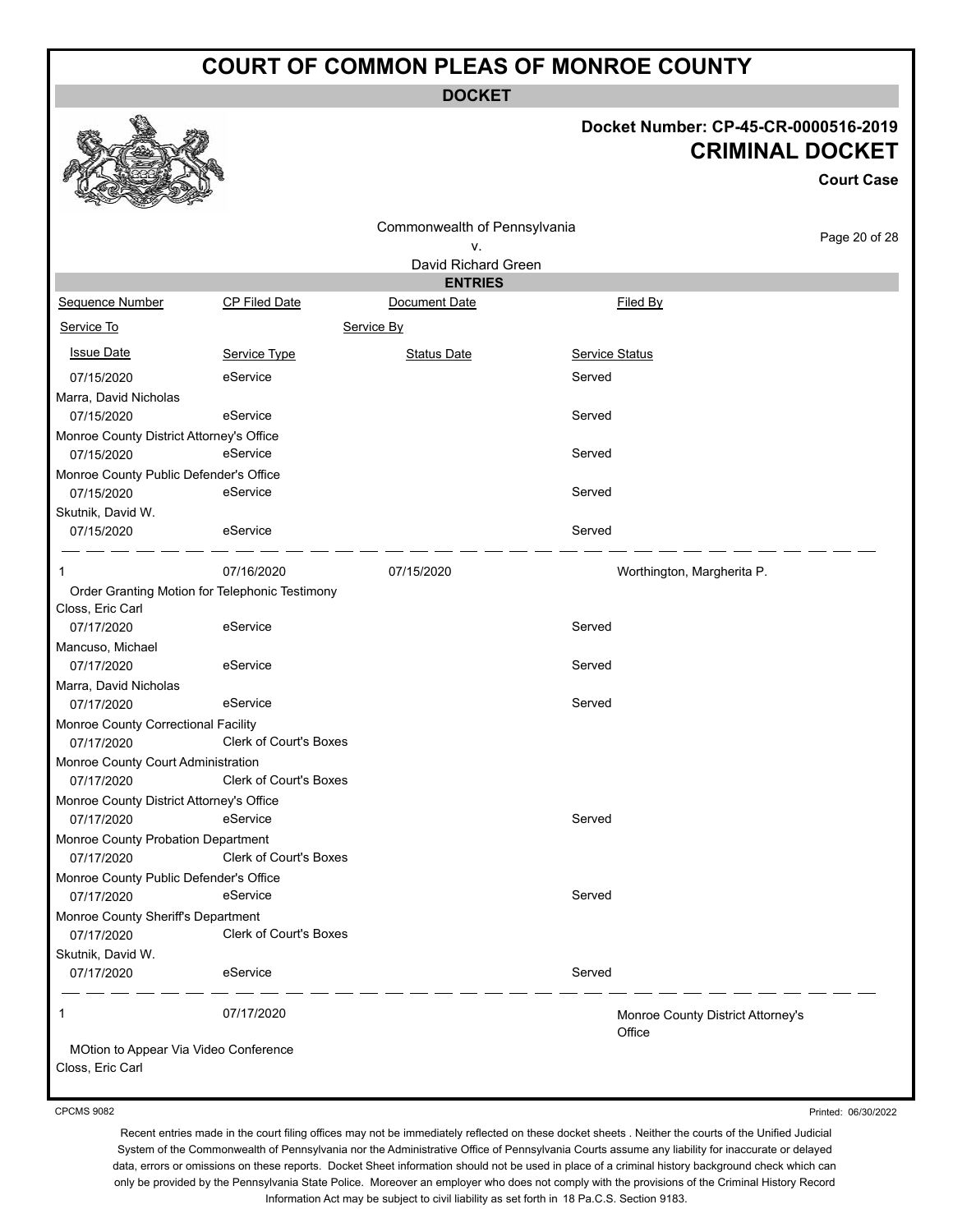# COURT OF COMMON PLEAS OF MONROE COUNTY

**DOCKET**

**Docket Number: CP-45-CR-0000516-2019**
**CRIMINAL DOCKET**
**Court Case**

Commonwealth of Pennsylvania
v.
David Richard Green

**ENTRIES**

| Sequence Number | CP Filed Date | Document Date | Filed By |
|---|---|---|---|
| Service To | | Service By | |
| Issue Date | Service Type | Status Date | Service Status |
| 07/15/2020 | eService | | Served |
| Marra, David Nicholas | | | |
| 07/15/2020 | eService | | Served |
| Monroe County District Attorney's Office | | | |
| 07/15/2020 | eService | | Served |
| Monroe County Public Defender's Office | | | |
| 07/15/2020 | eService | | Served |
| Skutnik, David W. | | | |
| 07/15/2020 | eService | | Served |
| 1 | 07/16/2020 | 07/15/2020 | Worthington, Margherita P. |
| Order Granting Motion for Telephonic Testimony | | | |
| Closs, Eric Carl | | | |
| 07/17/2020 | eService | | Served |
| Mancuso, Michael | | | |
| 07/17/2020 | eService | | Served |
| Marra, David Nicholas | | | |
| 07/17/2020 | eService | | Served |
| Monroe County Correctional Facility | | | |
| 07/17/2020 | Clerk of Court's Boxes | | |
| Monroe County Court Administration | | | |
| 07/17/2020 | Clerk of Court's Boxes | | |
| Monroe County District Attorney's Office | | | |
| 07/17/2020 | eService | | Served |
| Monroe County Probation Department | | | |
| 07/17/2020 | Clerk of Court's Boxes | | |
| Monroe County Public Defender's Office | | | |
| 07/17/2020 | eService | | Served |
| Monroe County Sheriff's Department | | | |
| 07/17/2020 | Clerk of Court's Boxes | | |
| Skutnik, David W. | | | |
| 07/17/2020 | eService | | Served |
| 1 | 07/17/2020 | | Monroe County District Attorney's Office |
| MOtion to Appear Via Video Conference | | | |
| Closs, Eric Carl | | | |

CPCMS 9082

Printed: 06/30/2022

Recent entries made in the court filing offices may not be immediately reflected on these docket sheets . Neither the courts of the Unified Judicial System of the Commonwealth of Pennsylvania nor the Administrative Office of Pennsylvania Courts assume any liability for inaccurate or delayed data, errors or omissions on these reports. Docket Sheet information should not be used in place of a criminal history background check which can only be provided by the Pennsylvania State Police. Moreover an employer who does not comply with the provisions of the Criminal History Record Information Act may be subject to civil liability as set forth in 18 Pa.C.S. Section 9183.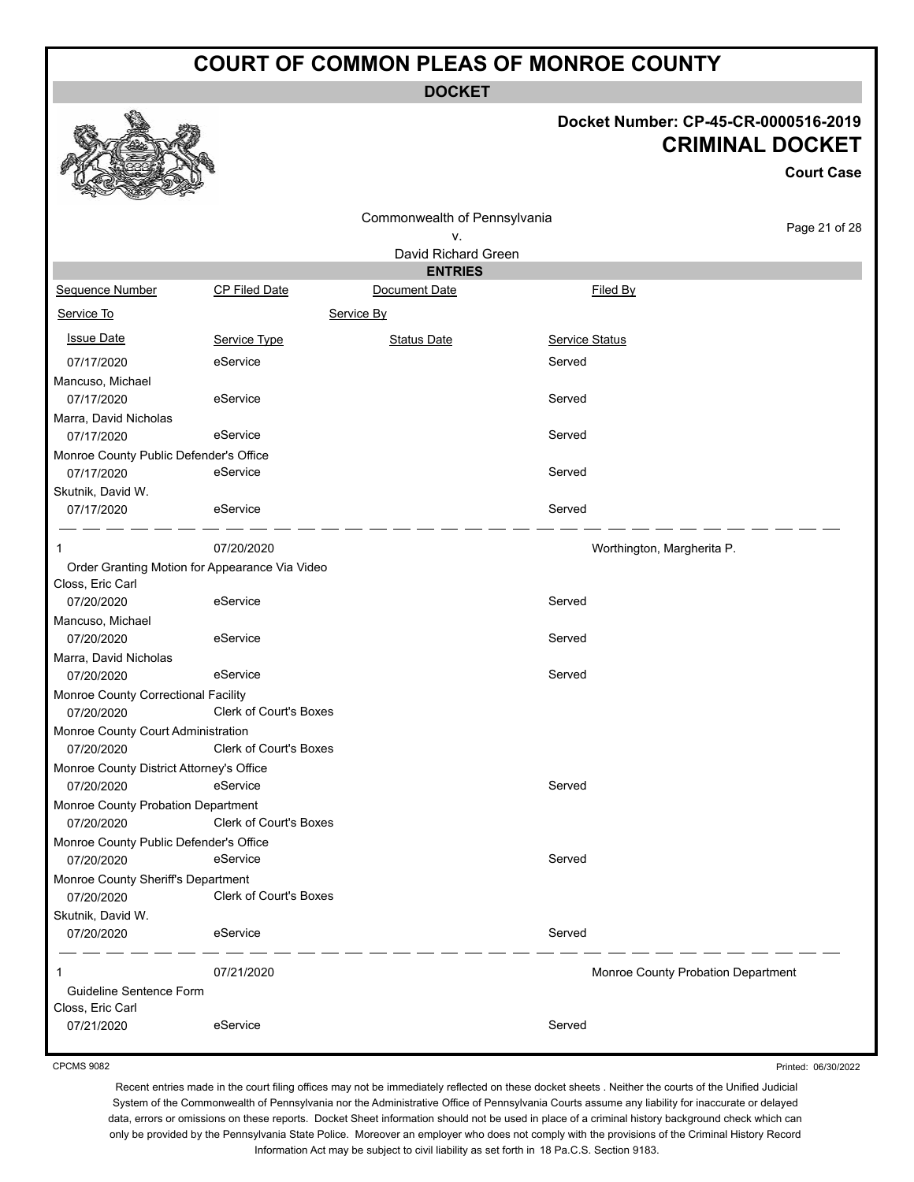# COURT OF COMMON PLEAS OF MONROE COUNTY

**DOCKET**

**Docket Number: CP-45-CR-0000516-2019**

**CRIMINAL DOCKET**

**Court Case**

Commonwealth of Pennsylvania
v.
David Richard Green

**ENTRIES**

| Sequence Number | CP Filed Date | Document Date | Filed By |
|---|---|---|---|
| Service To | | Service By | |
| Issue Date | Service Type | Status Date | Service Status |
| 07/17/2020 | eService | | Served |
| Mancuso, Michael | | | |
| 07/17/2020 | eService | | Served |
| Marra, David Nicholas | | | |
| 07/17/2020 | eService | | Served |
| Monroe County Public Defender's Office | | | |
| 07/17/2020 | eService | | Served |
| Skutnik, David W. | | | |
| 07/17/2020 | eService | | Served |
| 1 | 07/20/2020 | | Worthington, Margherita P. |
| Order Granting Motion for Appearance Via Video | | | |
| Closs, Eric Carl | | | |
| 07/20/2020 | eService | | Served |
| Mancuso, Michael | | | |
| 07/20/2020 | eService | | Served |
| Marra, David Nicholas | | | |
| 07/20/2020 | eService | | Served |
| Monroe County Correctional Facility | | | |
| 07/20/2020 | Clerk of Court's Boxes | | |
| Monroe County Court Administration | | | |
| 07/20/2020 | Clerk of Court's Boxes | | |
| Monroe County District Attorney's Office | | | |
| 07/20/2020 | eService | | Served |
| Monroe County Probation Department | | | |
| 07/20/2020 | Clerk of Court's Boxes | | |
| Monroe County Public Defender's Office | | | |
| 07/20/2020 | eService | | Served |
| Monroe County Sheriff's Department | | | |
| 07/20/2020 | Clerk of Court's Boxes | | |
| Skutnik, David W. | | | |
| 07/20/2020 | eService | | Served |
| 1 | 07/21/2020 | | Monroe County Probation Department |
| Guideline Sentence Form | | | |
| Closs, Eric Carl | | | |
| 07/21/2020 | eService | | Served |

CPCMS 9082

Printed: 06/30/2022

Recent entries made in the court filing offices may not be immediately reflected on these docket sheets . Neither the courts of the Unified Judicial System of the Commonwealth of Pennsylvania nor the Administrative Office of Pennsylvania Courts assume any liability for inaccurate or delayed data, errors or omissions on these reports. Docket Sheet information should not be used in place of a criminal history background check which can only be provided by the Pennsylvania State Police. Moreover an employer who does not comply with the provisions of the Criminal History Record Information Act may be subject to civil liability as set forth in 18 Pa.C.S. Section 9183.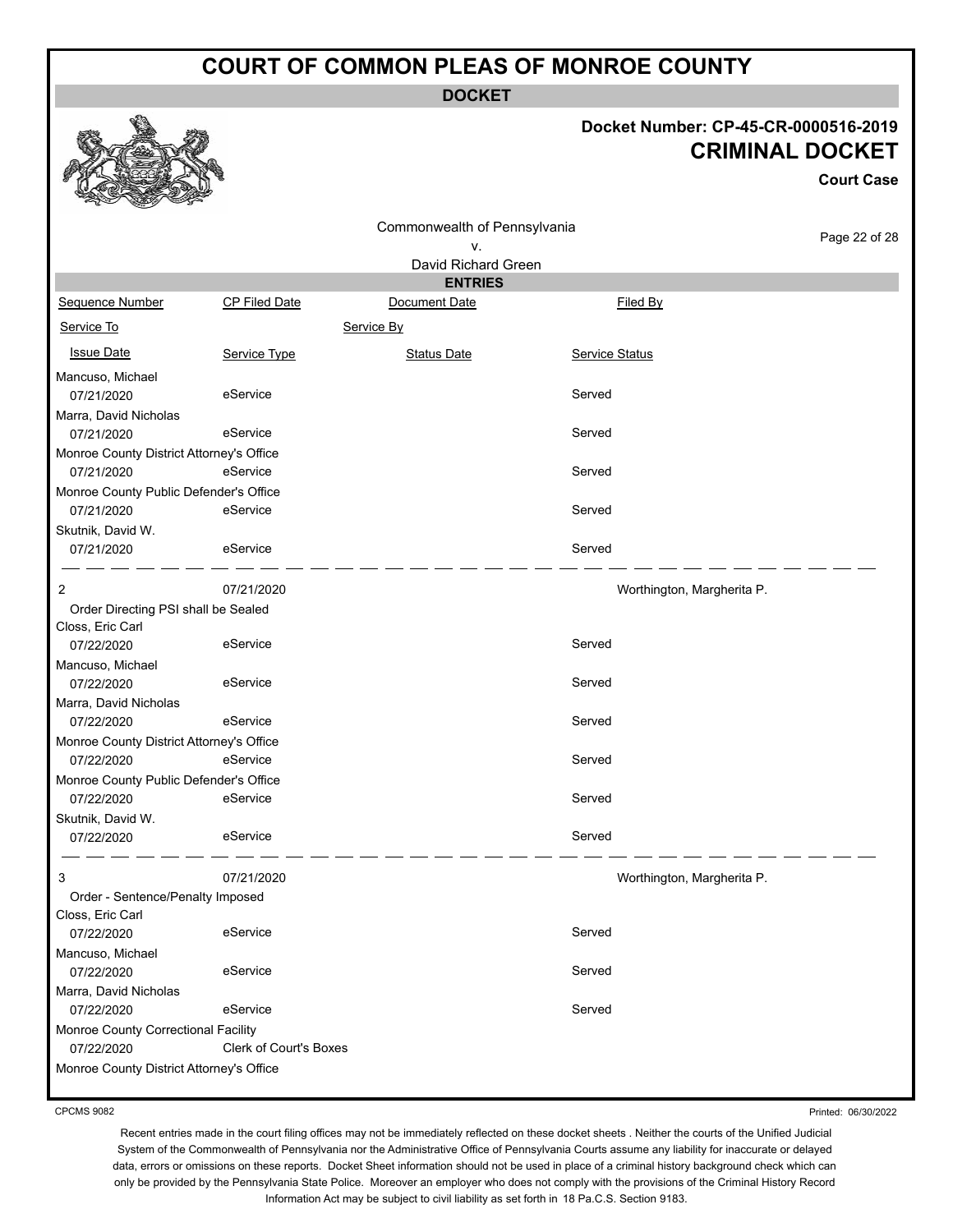# COURT OF COMMON PLEAS OF MONROE COUNTY

**DOCKET**

## Docket Number: CP-45-CR-0000516-2019
## CRIMINAL DOCKET

**Court Case**

Commonwealth of Pennsylvania
v.
David Richard Green

**ENTRIES**

| Sequence Number | CP Filed Date | Document Date | Filed By |
|---|---|---|---|
| Service To | | Service By | |
| Issue Date | Service Type | Status Date | Service Status |
| Mancuso, Michael | | | |
| 07/21/2020 | eService | | Served |
| Marra, David Nicholas | | | |
| 07/21/2020 | eService | | Served |
| Monroe County District Attorney's Office | | | |
| 07/21/2020 | eService | | Served |
| Monroe County Public Defender's Office | | | |
| 07/21/2020 | eService | | Served |
| Skutnik, David W. | | | |
| 07/21/2020 | eService | | Served |
| 2 | 07/21/2020 | | Worthington, Margherita P. |
| Order Directing PSI shall be Sealed | | | |
| Closs, Eric Carl | | | |
| 07/22/2020 | eService | | Served |
| Mancuso, Michael | | | |
| 07/22/2020 | eService | | Served |
| Marra, David Nicholas | | | |
| 07/22/2020 | eService | | Served |
| Monroe County District Attorney's Office | | | |
| 07/22/2020 | eService | | Served |
| Monroe County Public Defender's Office | | | |
| 07/22/2020 | eService | | Served |
| Skutnik, David W. | | | |
| 07/22/2020 | eService | | Served |
| 3 | 07/21/2020 | | Worthington, Margherita P. |
| Order - Sentence/Penalty Imposed | | | |
| Closs, Eric Carl | | | |
| 07/22/2020 | eService | | Served |
| Mancuso, Michael | | | |
| 07/22/2020 | eService | | Served |
| Marra, David Nicholas | | | |
| 07/22/2020 | eService | | Served |
| Monroe County Correctional Facility | | | |
| 07/22/2020 | Clerk of Court's Boxes | | |
| Monroe County District Attorney's Office | | | |

CPCMS 9082

Printed: 06/30/2022

Recent entries made in the court filing offices may not be immediately reflected on these docket sheets . Neither the courts of the Unified Judicial System of the Commonwealth of Pennsylvania nor the Administrative Office of Pennsylvania Courts assume any liability for inaccurate or delayed data, errors or omissions on these reports. Docket Sheet information should not be used in place of a criminal history background check which can only be provided by the Pennsylvania State Police. Moreover an employer who does not comply with the provisions of the Criminal History Record Information Act may be subject to civil liability as set forth in 18 Pa.C.S. Section 9183.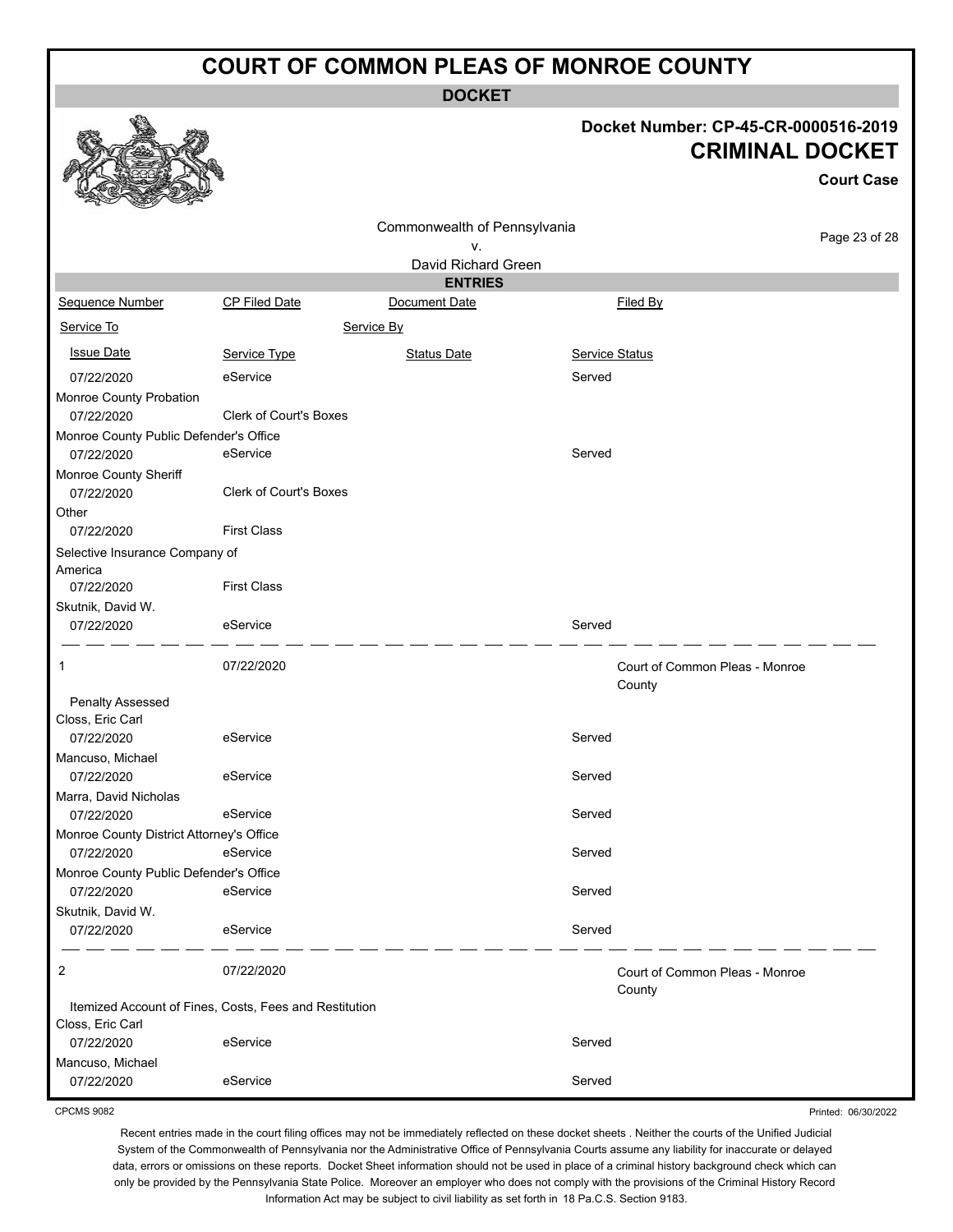# COURT OF COMMON PLEAS OF MONROE COUNTY

## DOCKET

**Docket Number: CP-45-CR-0000516-2019**

**CRIMINAL DOCKET**

**Court Case**

Commonwealth of Pennsylvania
v.
David Richard Green

### ENTRIES

| Sequence Number | CP Filed Date | Document Date | Filed By |
|---|---|---|---|
| Service To | | Service By | |
| Issue Date | Service Type | Status Date | Service Status |
| 07/22/2020 | eService | | Served |
| Monroe County Probation | | | |
| 07/22/2020 | Clerk of Court's Boxes | | |
| Monroe County Public Defender's Office | | | |
| 07/22/2020 | eService | | Served |
| Monroe County Sheriff | | | |
| 07/22/2020 | Clerk of Court's Boxes | | |
| Other | | | |
| 07/22/2020 | First Class | | |
| Selective Insurance Company of America | | | |
| 07/22/2020 | First Class | | |
| Skutnik, David W. | | | |
| 07/22/2020 | eService | | Served |
| 1 | 07/22/2020 | | Court of Common Pleas - Monroe County |
| Penalty Assessed | | | |
| Closs, Eric Carl | | | |
| 07/22/2020 | eService | | Served |
| Mancuso, Michael | | | |
| 07/22/2020 | eService | | Served |
| Marra, David Nicholas | | | |
| 07/22/2020 | eService | | Served |
| Monroe County District Attorney's Office | | | |
| 07/22/2020 | eService | | Served |
| Monroe County Public Defender's Office | | | |
| 07/22/2020 | eService | | Served |
| Skutnik, David W. | | | |
| 07/22/2020 | eService | | Served |
| 2 | 07/22/2020 | | Court of Common Pleas - Monroe County |
| Itemized Account of Fines, Costs, Fees and Restitution | | | |
| Closs, Eric Carl | | | |
| 07/22/2020 | eService | | Served |
| Mancuso, Michael | | | |
| 07/22/2020 | eService | | Served |

CPCMS 9082

Printed: 06/30/2022

Recent entries made in the court filing offices may not be immediately reflected on these docket sheets . Neither the courts of the Unified Judicial System of the Commonwealth of Pennsylvania nor the Administrative Office of Pennsylvania Courts assume any liability for inaccurate or delayed data, errors or omissions on these reports. Docket Sheet information should not be used in place of a criminal history background check which can only be provided by the Pennsylvania State Police. Moreover an employer who does not comply with the provisions of the Criminal History Record Information Act may be subject to civil liability as set forth in 18 Pa.C.S. Section 9183.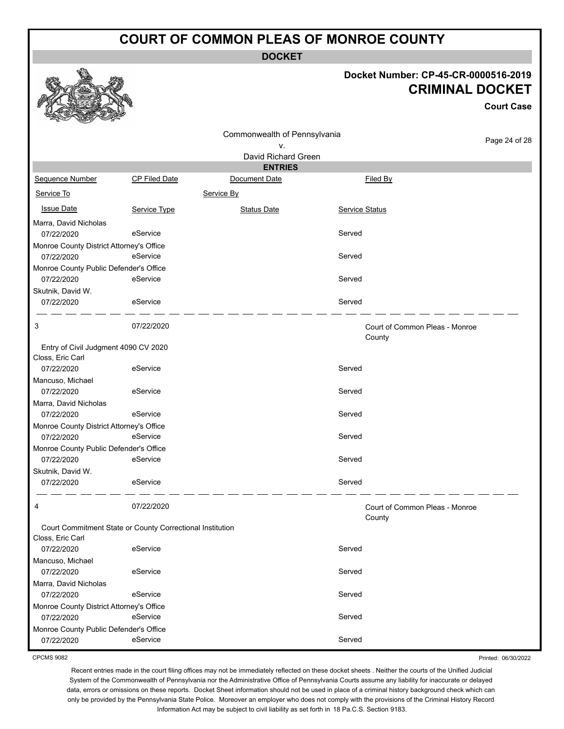# COURT OF COMMON PLEAS OF MONROE COUNTY

## DOCKET

**Docket Number: CP-45-CR-0000516-2019**

## CRIMINAL DOCKET

**Court Case**

Commonwealth of Pennsylvania
v.
David Richard Green

### ENTRIES

| Sequence Number | CP Filed Date | Document Date | Filed By |
|---|---|---|---|
| Service To | | Service By | |
| Issue Date | Service Type | Status Date | Service Status |
| Marra, David Nicholas | | | |
| 07/22/2020 | eService | | Served |
| Monroe County District Attorney's Office | | | |
| 07/22/2020 | eService | | Served |
| Monroe County Public Defender's Office | | | |
| 07/22/2020 | eService | | Served |
| Skutnik, David W. | | | |
| 07/22/2020 | eService | | Served |
| 3 | 07/22/2020 | | Court of Common Pleas - Monroe County |
| Entry of Civil Judgment 4090 CV 2020 | | | |
| Closs, Eric Carl | | | |
| 07/22/2020 | eService | | Served |
| Mancuso, Michael | | | |
| 07/22/2020 | eService | | Served |
| Marra, David Nicholas | | | |
| 07/22/2020 | eService | | Served |
| Monroe County District Attorney's Office | | | |
| 07/22/2020 | eService | | Served |
| Monroe County Public Defender's Office | | | |
| 07/22/2020 | eService | | Served |
| Skutnik, David W. | | | |
| 07/22/2020 | eService | | Served |
| 4 | 07/22/2020 | | Court of Common Pleas - Monroe County |
| Court Commitment State or County Correctional Institution | | | |
| Closs, Eric Carl | | | |
| 07/22/2020 | eService | | Served |
| Mancuso, Michael | | | |
| 07/22/2020 | eService | | Served |
| Marra, David Nicholas | | | |
| 07/22/2020 | eService | | Served |
| Monroe County District Attorney's Office | | | |
| 07/22/2020 | eService | | Served |
| Monroe County Public Defender's Office | | | |
| 07/22/2020 | eService | | Served |

CPCMS 9082

Printed: 06/30/2022

Recent entries made in the court filing offices may not be immediately reflected on these docket sheets . Neither the courts of the Unified Judicial System of the Commonwealth of Pennsylvania nor the Administrative Office of Pennsylvania Courts assume any liability for inaccurate or delayed data, errors or omissions on these reports. Docket Sheet information should not be used in place of a criminal history background check which can only be provided by the Pennsylvania State Police. Moreover an employer who does not comply with the provisions of the Criminal History Record Information Act may be subject to civil liability as set forth in 18 Pa.C.S. Section 9183.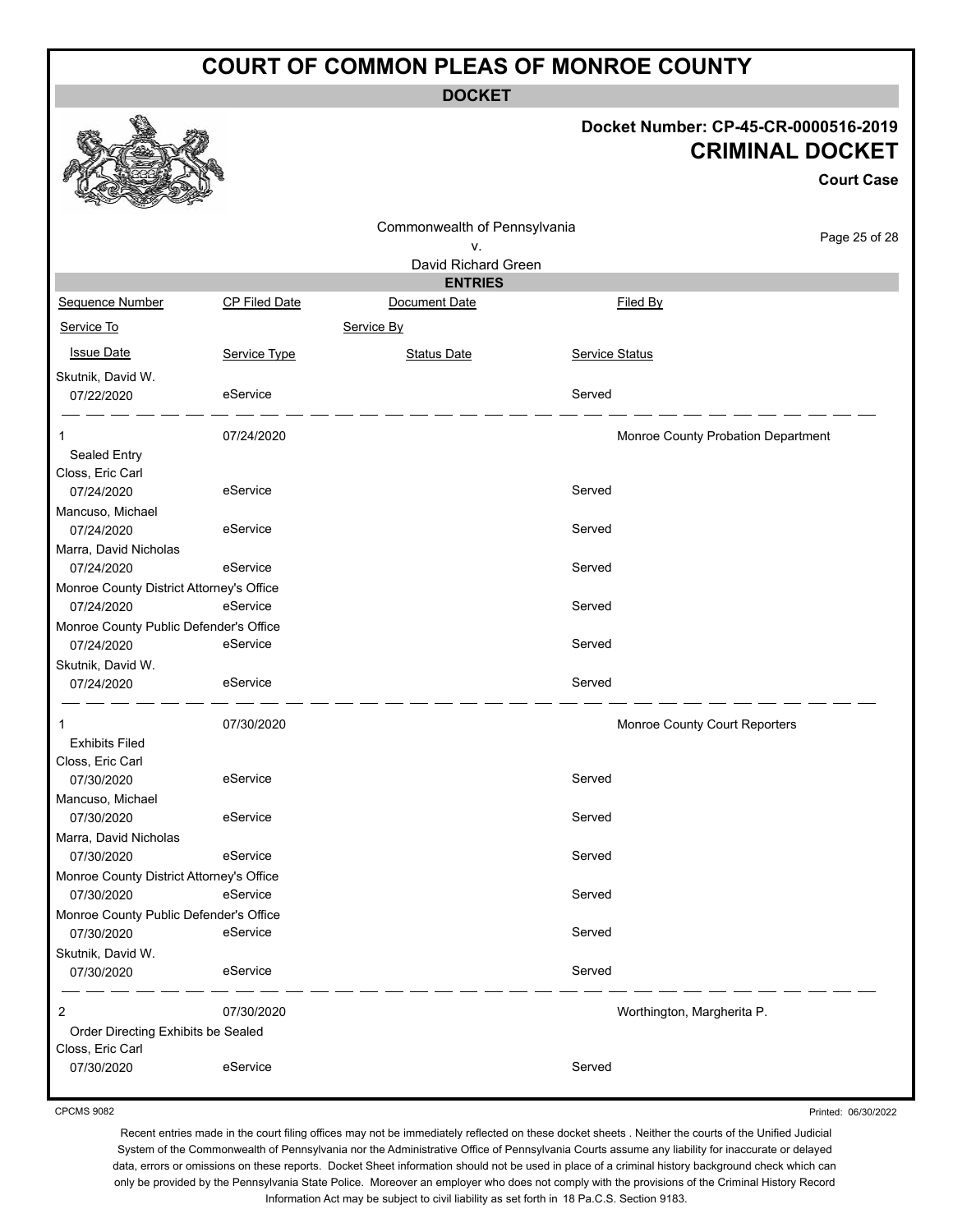# COURT OF COMMON PLEAS OF MONROE COUNTY

**DOCKET**

**Docket Number: CP-45-CR-0000516-2019**

## CRIMINAL DOCKET

**Court Case**

Commonwealth of Pennsylvania
v.
David Richard Green

**ENTRIES**

| Sequence Number | CP Filed Date | Document Date | Filed By |
|---|---|---|---|
| Service To | | Service By | |
| Issue Date | Service Type | Status Date | Service Status |
| Skutnik, David W. | | | |
| 07/22/2020 | eService | | Served |
| 1 | 07/24/2020 | | Monroe County Probation Department |
| Sealed Entry | | | |
| Closs, Eric Carl | | | |
| 07/24/2020 | eService | | Served |
| Mancuso, Michael | | | |
| 07/24/2020 | eService | | Served |
| Marra, David Nicholas | | | |
| 07/24/2020 | eService | | Served |
| Monroe County District Attorney's Office | | | |
| 07/24/2020 | eService | | Served |
| Monroe County Public Defender's Office | | | |
| 07/24/2020 | eService | | Served |
| Skutnik, David W. | | | |
| 07/24/2020 | eService | | Served |
| 1 | 07/30/2020 | | Monroe County Court Reporters |
| Exhibits Filed | | | |
| Closs, Eric Carl | | | |
| 07/30/2020 | eService | | Served |
| Mancuso, Michael | | | |
| 07/30/2020 | eService | | Served |
| Marra, David Nicholas | | | |
| 07/30/2020 | eService | | Served |
| Monroe County District Attorney's Office | | | |
| 07/30/2020 | eService | | Served |
| Monroe County Public Defender's Office | | | |
| 07/30/2020 | eService | | Served |
| Skutnik, David W. | | | |
| 07/30/2020 | eService | | Served |
| 2 | 07/30/2020 | | Worthington, Margherita P. |
| Order Directing Exhibits be Sealed | | | |
| Closs, Eric Carl | | | |
| 07/30/2020 | eService | | Served |

CPCMS 9082

Printed: 06/30/2022

Recent entries made in the court filing offices may not be immediately reflected on these docket sheets . Neither the courts of the Unified Judicial System of the Commonwealth of Pennsylvania nor the Administrative Office of Pennsylvania Courts assume any liability for inaccurate or delayed data, errors or omissions on these reports. Docket Sheet information should not be used in place of a criminal history background check which can only be provided by the Pennsylvania State Police. Moreover an employer who does not comply with the provisions of the Criminal History Record Information Act may be subject to civil liability as set forth in 18 Pa.C.S. Section 9183.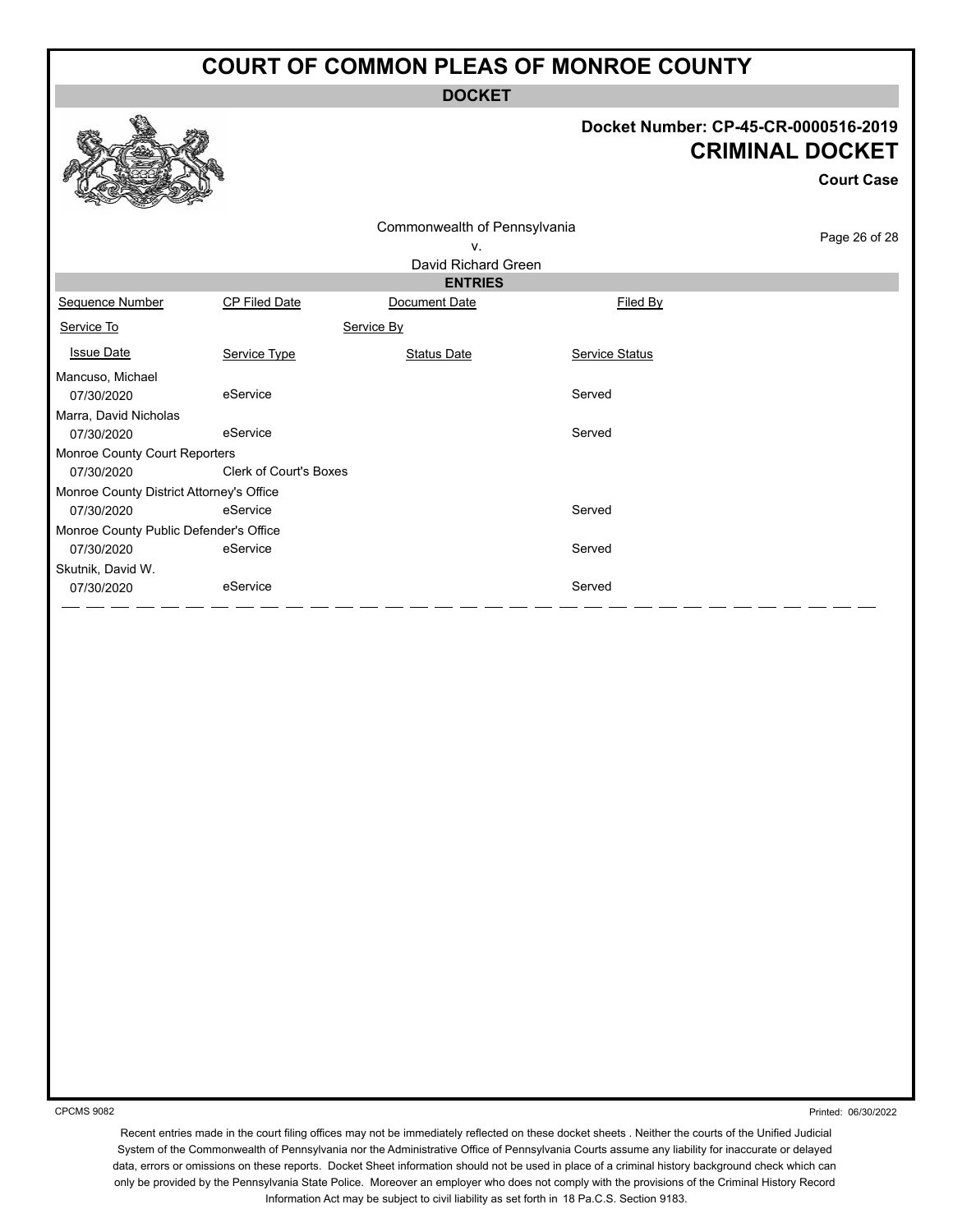# COURT OF COMMON PLEAS OF MONROE COUNTY

**DOCKET**

**Docket Number: CP-45-CR-0000516-2019**

**CRIMINAL DOCKET**

**Court Case**

Commonwealth of Pennsylvania
v.
David Richard Green

**ENTRIES**

| Sequence Number | CP Filed Date | Document Date | Filed By |
|---|---|---|---|
| Service To | | Service By | |
| Issue Date | Service Type | Status Date | Service Status |
| Mancuso, Michael | | | |
| 07/30/2020 | eService | | Served |
| Marra, David Nicholas | | | |
| 07/30/2020 | eService | | Served |
| Monroe County Court Reporters | | | |
| 07/30/2020 | Clerk of Court's Boxes | | |
| Monroe County District Attorney's Office | | | |
| 07/30/2020 | eService | | Served |
| Monroe County Public Defender's Office | | | |
| 07/30/2020 | eService | | Served |
| Skutnik, David W. | | | |
| 07/30/2020 | eService | | Served |

CPCMS 9082

Printed: 06/30/2022

Recent entries made in the court filing offices may not be immediately reflected on these docket sheets . Neither the courts of the Unified Judicial System of the Commonwealth of Pennsylvania nor the Administrative Office of Pennsylvania Courts assume any liability for inaccurate or delayed data, errors or omissions on these reports. Docket Sheet information should not be used in place of a criminal history background check which can only be provided by the Pennsylvania State Police. Moreover an employer who does not comply with the provisions of the Criminal History Record Information Act may be subject to civil liability as set forth in 18 Pa.C.S. Section 9183.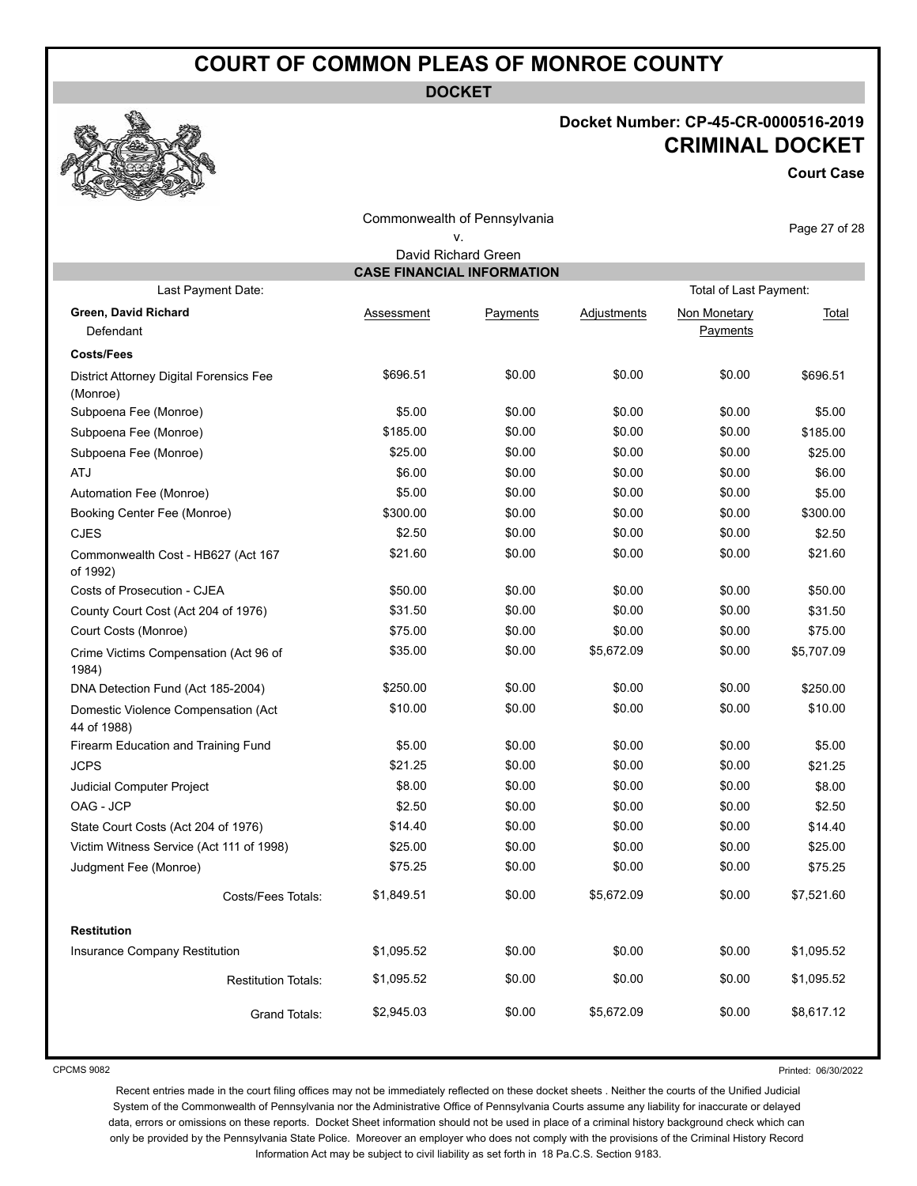# COURT OF COMMON PLEAS OF MONROE COUNTY

**DOCKET**

**Docket Number: CP-45-CR-0000516-2019**

## CRIMINAL DOCKET

**Court Case**

Commonwealth of Pennsylvania
v.
David Richard Green

### CASE FINANCIAL INFORMATION

Last Payment Date: Total of Last Payment:

| **Green, David Richard** Defendant | Assessment | Payments | Adjustments | Non Monetary Payments | Total |
|---|---|---|---|---|---|
| **Costs/Fees** | | | | | |
| District Attorney Digital Forensics Fee (Monroe) | $696.51 | $0.00 | $0.00 | $0.00 | $696.51 |
| Subpoena Fee (Monroe) | $5.00 | $0.00 | $0.00 | $0.00 | $5.00 |
| Subpoena Fee (Monroe) | $185.00 | $0.00 | $0.00 | $0.00 | $185.00 |
| Subpoena Fee (Monroe) | $25.00 | $0.00 | $0.00 | $0.00 | $25.00 |
| ATJ | $6.00 | $0.00 | $0.00 | $0.00 | $6.00 |
| Automation Fee (Monroe) | $5.00 | $0.00 | $0.00 | $0.00 | $5.00 |
| Booking Center Fee (Monroe) | $300.00 | $0.00 | $0.00 | $0.00 | $300.00 |
| CJES | $2.50 | $0.00 | $0.00 | $0.00 | $2.50 |
| Commonwealth Cost - HB627 (Act 167 of 1992) | $21.60 | $0.00 | $0.00 | $0.00 | $21.60 |
| Costs of Prosecution - CJEA | $50.00 | $0.00 | $0.00 | $0.00 | $50.00 |
| County Court Cost (Act 204 of 1976) | $31.50 | $0.00 | $0.00 | $0.00 | $31.50 |
| Court Costs (Monroe) | $75.00 | $0.00 | $0.00 | $0.00 | $75.00 |
| Crime Victims Compensation (Act 96 of 1984) | $35.00 | $0.00 | $5,672.09 | $0.00 | $5,707.09 |
| DNA Detection Fund (Act 185-2004) | $250.00 | $0.00 | $0.00 | $0.00 | $250.00 |
| Domestic Violence Compensation (Act 44 of 1988) | $10.00 | $0.00 | $0.00 | $0.00 | $10.00 |
| Firearm Education and Training Fund | $5.00 | $0.00 | $0.00 | $0.00 | $5.00 |
| JCPS | $21.25 | $0.00 | $0.00 | $0.00 | $21.25 |
| Judicial Computer Project | $8.00 | $0.00 | $0.00 | $0.00 | $8.00 |
| OAG - JCP | $2.50 | $0.00 | $0.00 | $0.00 | $2.50 |
| State Court Costs (Act 204 of 1976) | $14.40 | $0.00 | $0.00 | $0.00 | $14.40 |
| Victim Witness Service (Act 111 of 1998) | $25.00 | $0.00 | $0.00 | $0.00 | $25.00 |
| Judgment Fee (Monroe) | $75.25 | $0.00 | $0.00 | $0.00 | $75.25 |
| Costs/Fees Totals: | $1,849.51 | $0.00 | $5,672.09 | $0.00 | $7,521.60 |
| **Restitution** | | | | | |
| Insurance Company Restitution | $1,095.52 | $0.00 | $0.00 | $0.00 | $1,095.52 |
| Restitution Totals: | $1,095.52 | $0.00 | $0.00 | $0.00 | $1,095.52 |
| Grand Totals: | $2,945.03 | $0.00 | $5,672.09 | $0.00 | $8,617.12 |

CPCMS 9082

Printed: 06/30/2022

Recent entries made in the court filing offices may not be immediately reflected on these docket sheets . Neither the courts of the Unified Judicial System of the Commonwealth of Pennsylvania nor the Administrative Office of Pennsylvania Courts assume any liability for inaccurate or delayed data, errors or omissions on these reports. Docket Sheet information should not be used in place of a criminal history background check which can only be provided by the Pennsylvania State Police. Moreover an employer who does not comply with the provisions of the Criminal History Record Information Act may be subject to civil liability as set forth in 18 Pa.C.S. Section 9183.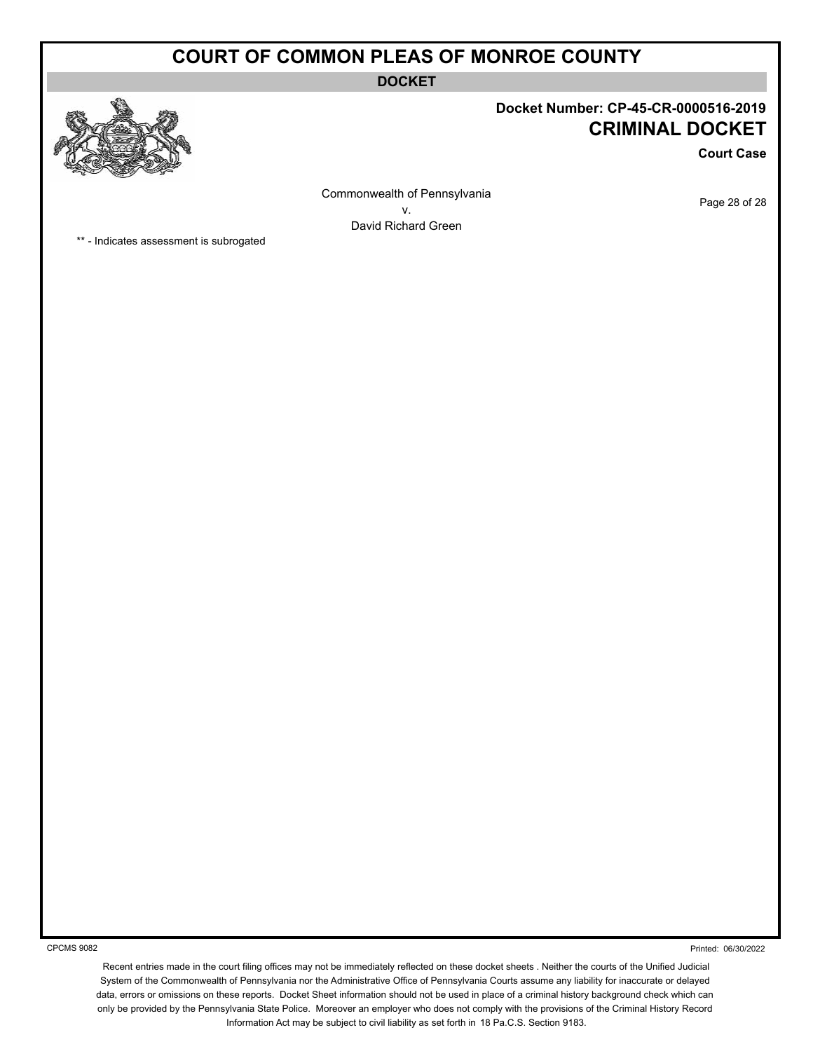** - Indicates assessment is subrogated